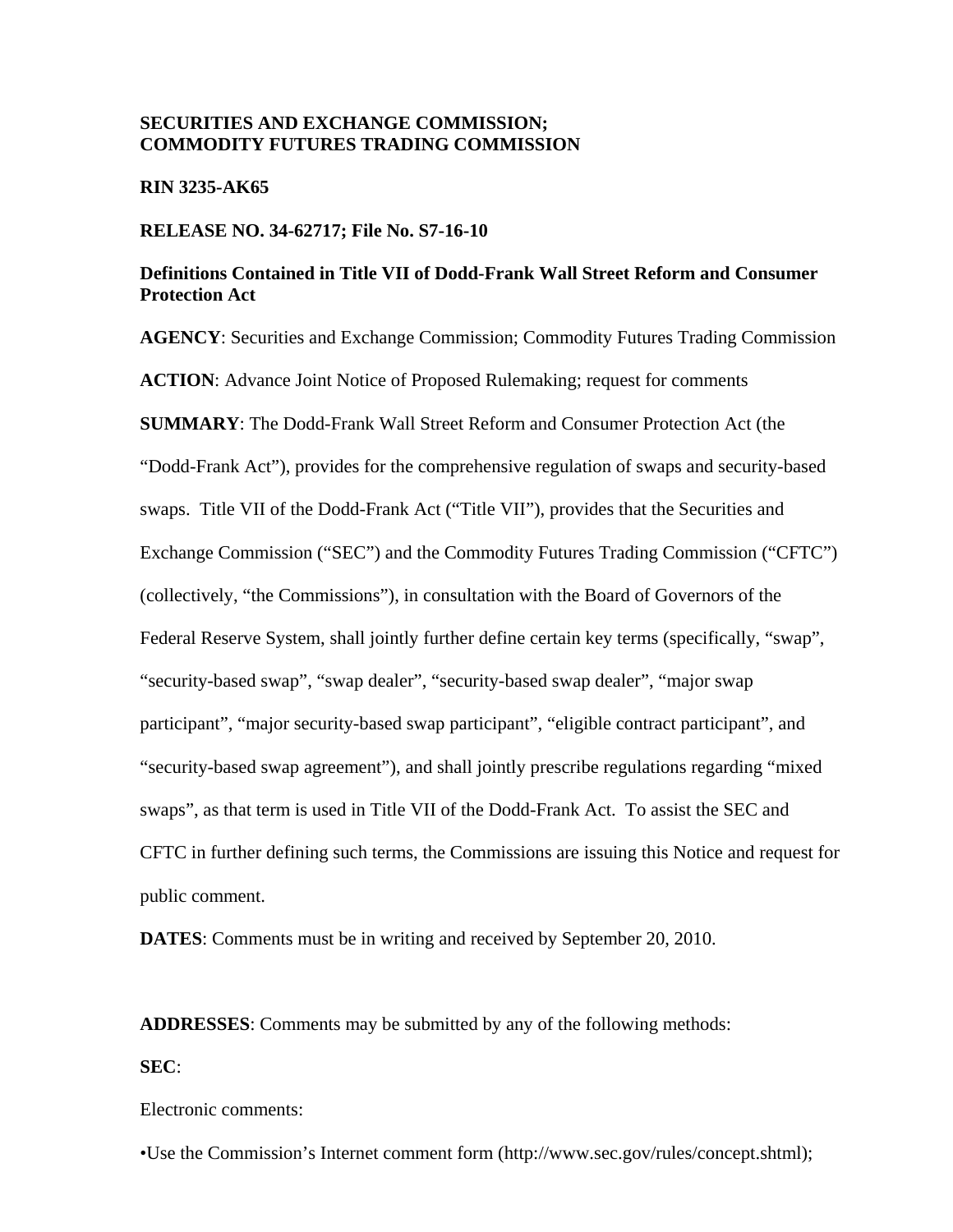**SECURITIES AND EXCHANGE COMMISSION;**
**COMMODITY FUTURES TRADING COMMISSION**

**RIN 3235-AK65**

**RELEASE NO. 34-62717; File No. S7-16-10**

**Definitions Contained in Title VII of Dodd-Frank Wall Street Reform and Consumer Protection Act**

**AGENCY**: Securities and Exchange Commission; Commodity Futures Trading Commission

**ACTION**: Advance Joint Notice of Proposed Rulemaking; request for comments

**SUMMARY**: The Dodd-Frank Wall Street Reform and Consumer Protection Act (the "Dodd-Frank Act"), provides for the comprehensive regulation of swaps and security-based swaps. Title VII of the Dodd-Frank Act ("Title VII"), provides that the Securities and Exchange Commission ("SEC") and the Commodity Futures Trading Commission ("CFTC") (collectively, "the Commissions"), in consultation with the Board of Governors of the Federal Reserve System, shall jointly further define certain key terms (specifically, "swap", "security-based swap", "swap dealer", "security-based swap dealer", "major swap participant", "major security-based swap participant", "eligible contract participant", and "security-based swap agreement"), and shall jointly prescribe regulations regarding "mixed swaps", as that term is used in Title VII of the Dodd-Frank Act. To assist the SEC and CFTC in further defining such terms, the Commissions are issuing this Notice and request for public comment.

**DATES**: Comments must be in writing and received by September 20, 2010.

**ADDRESSES**: Comments may be submitted by any of the following methods:

**SEC**:

Electronic comments:

- Use the Commission's Internet comment form (http://www.sec.gov/rules/concept.shtml);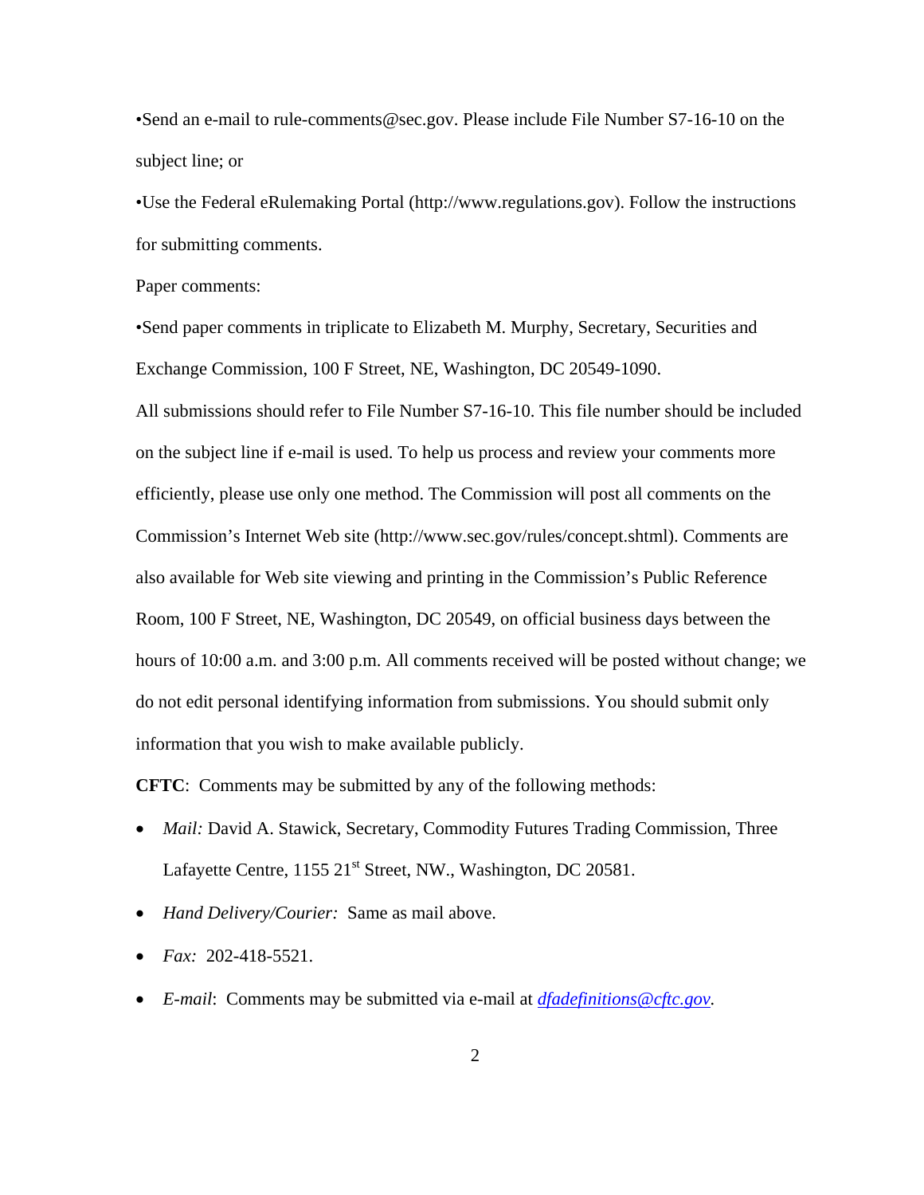•Send an e-mail to rule-comments@sec.gov. Please include File Number S7-16-10 on the subject line; or

•Use the Federal eRulemaking Portal (http://www.regulations.gov). Follow the instructions for submitting comments.

Paper comments:

•Send paper comments in triplicate to Elizabeth M. Murphy, Secretary, Securities and Exchange Commission, 100 F Street, NE, Washington, DC 20549-1090.

All submissions should refer to File Number S7-16-10. This file number should be included on the subject line if e-mail is used. To help us process and review your comments more efficiently, please use only one method. The Commission will post all comments on the Commission's Internet Web site (http://www.sec.gov/rules/concept.shtml). Comments are also available for Web site viewing and printing in the Commission's Public Reference Room, 100 F Street, NE, Washington, DC 20549, on official business days between the hours of 10:00 a.m. and 3:00 p.m. All comments received will be posted without change; we do not edit personal identifying information from submissions. You should submit only information that you wish to make available publicly.

**CFTC**: Comments may be submitted by any of the following methods:

- *Mail:* David A. Stawick, Secretary, Commodity Futures Trading Commission, Three Lafayette Centre, 1155 21st Street, NW., Washington, DC 20581.
- *Hand Delivery/Courier:* Same as mail above.
- *Fax:* 202-418-5521.
- *E-mail*: Comments may be submitted via e-mail at *dfadefinitions@cftc.gov*.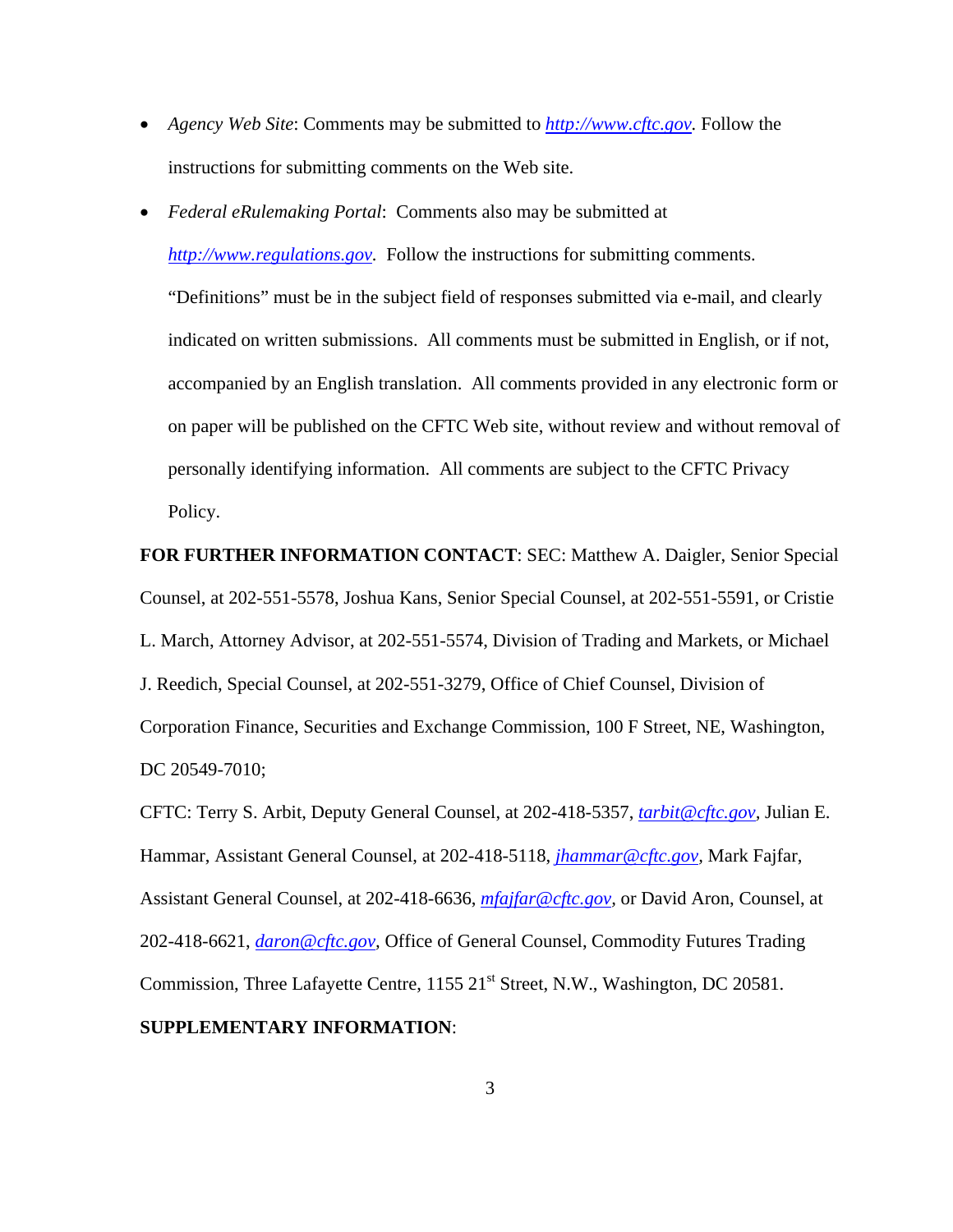- *Agency Web Site*: Comments may be submitted to *http://www.cftc.gov*. Follow the instructions for submitting comments on the Web site.

- *Federal eRulemaking Portal*: Comments also may be submitted at *http://www.regulations.gov*. Follow the instructions for submitting comments. "Definitions" must be in the subject field of responses submitted via e-mail, and clearly indicated on written submissions. All comments must be submitted in English, or if not, accompanied by an English translation. All comments provided in any electronic form or on paper will be published on the CFTC Web site, without review and without removal of personally identifying information. All comments are subject to the CFTC Privacy Policy.

**FOR FURTHER INFORMATION CONTACT**: SEC: Matthew A. Daigler, Senior Special Counsel, at 202-551-5578, Joshua Kans, Senior Special Counsel, at 202-551-5591, or Cristie L. March, Attorney Advisor, at 202-551-5574, Division of Trading and Markets, or Michael J. Reedich, Special Counsel, at 202-551-3279, Office of Chief Counsel, Division of Corporation Finance, Securities and Exchange Commission, 100 F Street, NE, Washington, DC 20549-7010;

CFTC: Terry S. Arbit, Deputy General Counsel, at 202-418-5357, *tarbit@cftc.gov*, Julian E. Hammar, Assistant General Counsel, at 202-418-5118, *jhammar@cftc.gov*, Mark Fajfar, Assistant General Counsel, at 202-418-6636, *mfajfar@cftc.gov*, or David Aron, Counsel, at 202-418-6621, *daron@cftc.gov*, Office of General Counsel, Commodity Futures Trading Commission, Three Lafayette Centre, 1155 21st Street, N.W., Washington, DC 20581.

**SUPPLEMENTARY INFORMATION**: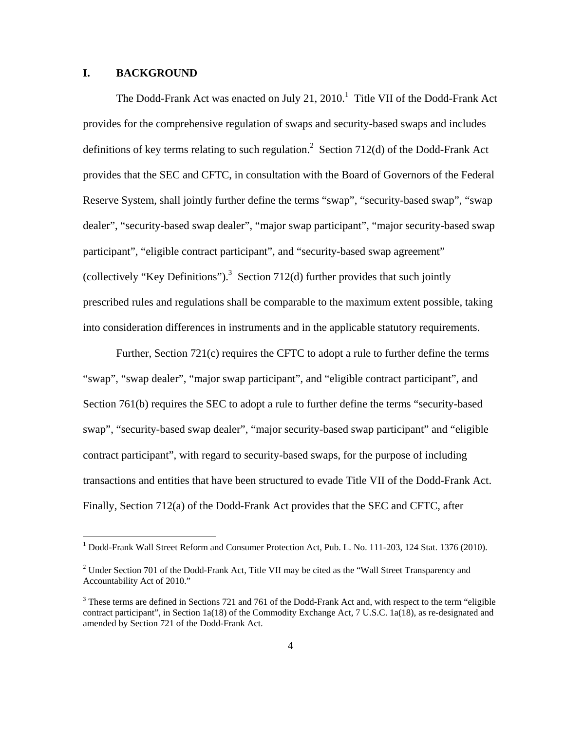## I. BACKGROUND

The Dodd-Frank Act was enacted on July 21, 2010.[1] Title VII of the Dodd-Frank Act provides for the comprehensive regulation of swaps and security-based swaps and includes definitions of key terms relating to such regulation.[2] Section 712(d) of the Dodd-Frank Act provides that the SEC and CFTC, in consultation with the Board of Governors of the Federal Reserve System, shall jointly further define the terms "swap", "security-based swap", "swap dealer", "security-based swap dealer", "major swap participant", "major security-based swap participant", "eligible contract participant", and "security-based swap agreement" (collectively "Key Definitions").[3] Section 712(d) further provides that such jointly prescribed rules and regulations shall be comparable to the maximum extent possible, taking into consideration differences in instruments and in the applicable statutory requirements.

Further, Section 721(c) requires the CFTC to adopt a rule to further define the terms "swap", "swap dealer", "major swap participant", and "eligible contract participant", and Section 761(b) requires the SEC to adopt a rule to further define the terms "security-based swap", "security-based swap dealer", "major security-based swap participant" and "eligible contract participant", with regard to security-based swaps, for the purpose of including transactions and entities that have been structured to evade Title VII of the Dodd-Frank Act. Finally, Section 712(a) of the Dodd-Frank Act provides that the SEC and CFTC, after

[1] Dodd-Frank Wall Street Reform and Consumer Protection Act, Pub. L. No. 111-203, 124 Stat. 1376 (2010).

[2] Under Section 701 of the Dodd-Frank Act, Title VII may be cited as the "Wall Street Transparency and Accountability Act of 2010."

[3] These terms are defined in Sections 721 and 761 of the Dodd-Frank Act and, with respect to the term "eligible contract participant", in Section 1a(18) of the Commodity Exchange Act, 7 U.S.C. 1a(18), as re-designated and amended by Section 721 of the Dodd-Frank Act.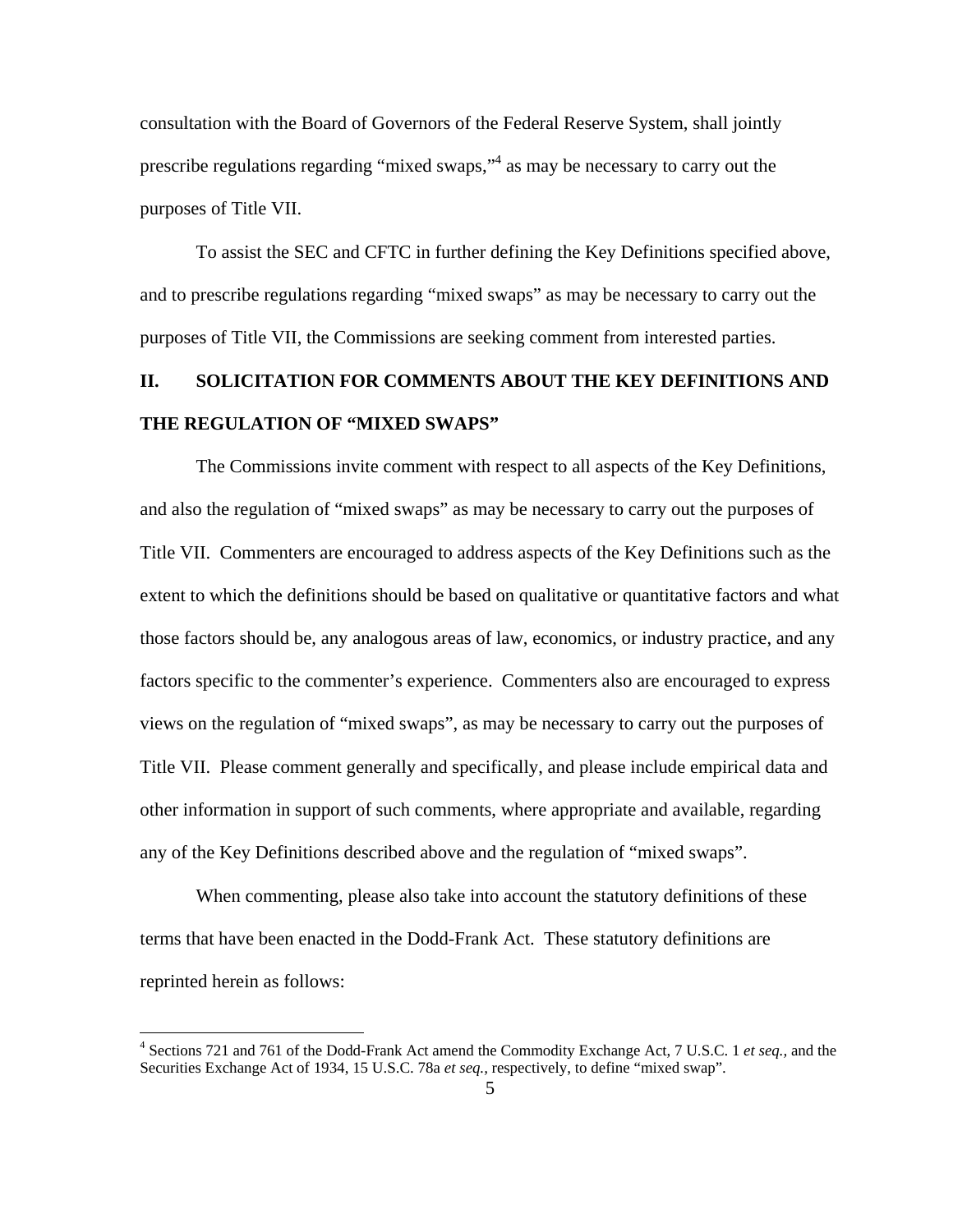consultation with the Board of Governors of the Federal Reserve System, shall jointly prescribe regulations regarding "mixed swaps,"[4] as may be necessary to carry out the purposes of Title VII.

To assist the SEC and CFTC in further defining the Key Definitions specified above, and to prescribe regulations regarding "mixed swaps" as may be necessary to carry out the purposes of Title VII, the Commissions are seeking comment from interested parties.

## II. SOLICITATION FOR COMMENTS ABOUT THE KEY DEFINITIONS AND THE REGULATION OF "MIXED SWAPS"

The Commissions invite comment with respect to all aspects of the Key Definitions, and also the regulation of "mixed swaps" as may be necessary to carry out the purposes of Title VII. Commenters are encouraged to address aspects of the Key Definitions such as the extent to which the definitions should be based on qualitative or quantitative factors and what those factors should be, any analogous areas of law, economics, or industry practice, and any factors specific to the commenter's experience. Commenters also are encouraged to express views on the regulation of "mixed swaps", as may be necessary to carry out the purposes of Title VII. Please comment generally and specifically, and please include empirical data and other information in support of such comments, where appropriate and available, regarding any of the Key Definitions described above and the regulation of "mixed swaps".

When commenting, please also take into account the statutory definitions of these terms that have been enacted in the Dodd-Frank Act. These statutory definitions are reprinted herein as follows:

---

[4] Sections 721 and 761 of the Dodd-Frank Act amend the Commodity Exchange Act, 7 U.S.C. 1 *et seq.*, and the Securities Exchange Act of 1934, 15 U.S.C. 78a *et seq.*, respectively, to define "mixed swap".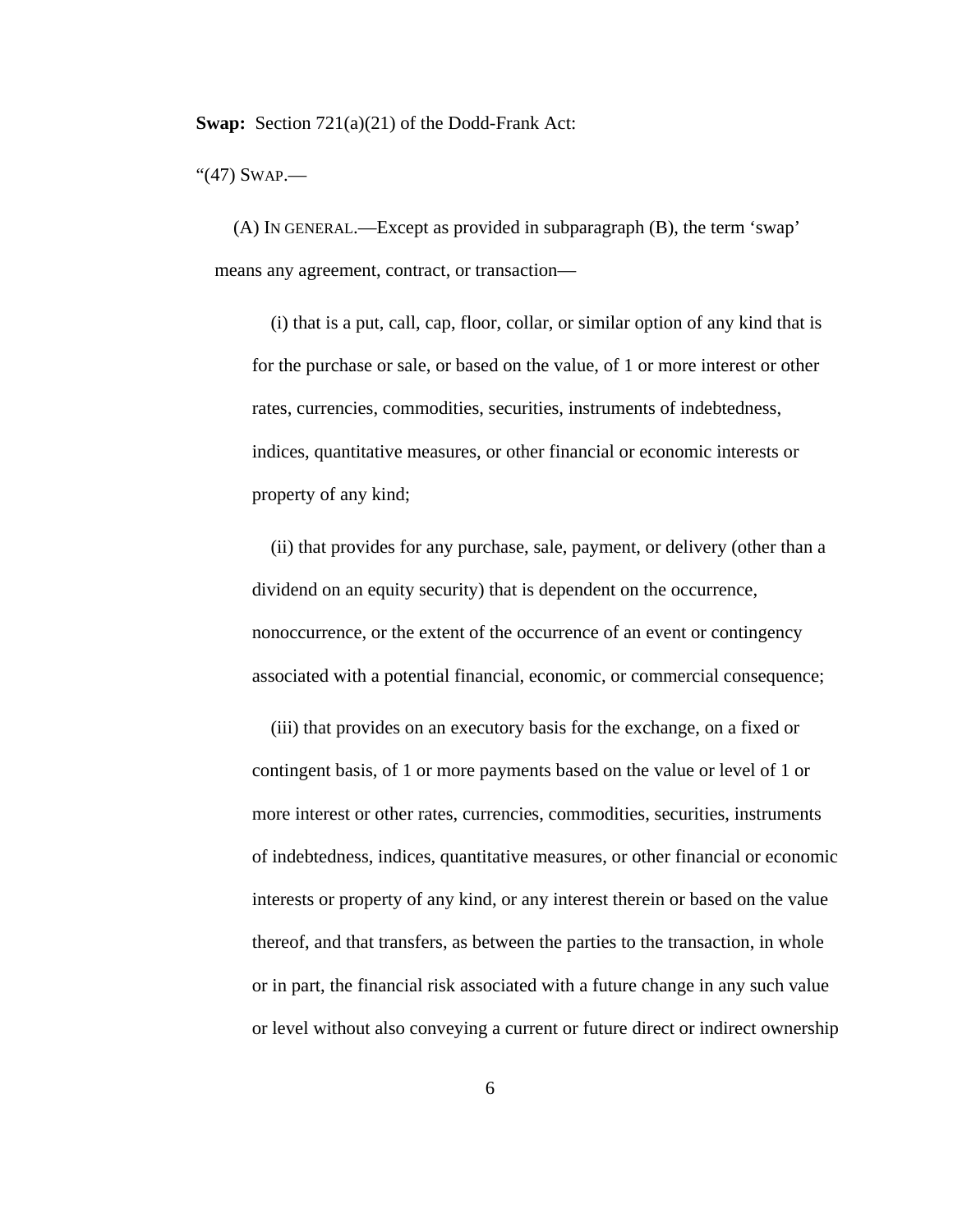**Swap:** Section 721(a)(21) of the Dodd-Frank Act:

"(47) SWAP.—

(A) IN GENERAL.—Except as provided in subparagraph (B), the term 'swap' means any agreement, contract, or transaction—

(i) that is a put, call, cap, floor, collar, or similar option of any kind that is for the purchase or sale, or based on the value, of 1 or more interest or other rates, currencies, commodities, securities, instruments of indebtedness, indices, quantitative measures, or other financial or economic interests or property of any kind;

(ii) that provides for any purchase, sale, payment, or delivery (other than a dividend on an equity security) that is dependent on the occurrence, nonoccurrence, or the extent of the occurrence of an event or contingency associated with a potential financial, economic, or commercial consequence;

(iii) that provides on an executory basis for the exchange, on a fixed or contingent basis, of 1 or more payments based on the value or level of 1 or more interest or other rates, currencies, commodities, securities, instruments of indebtedness, indices, quantitative measures, or other financial or economic interests or property of any kind, or any interest therein or based on the value thereof, and that transfers, as between the parties to the transaction, in whole or in part, the financial risk associated with a future change in any such value or level without also conveying a current or future direct or indirect ownership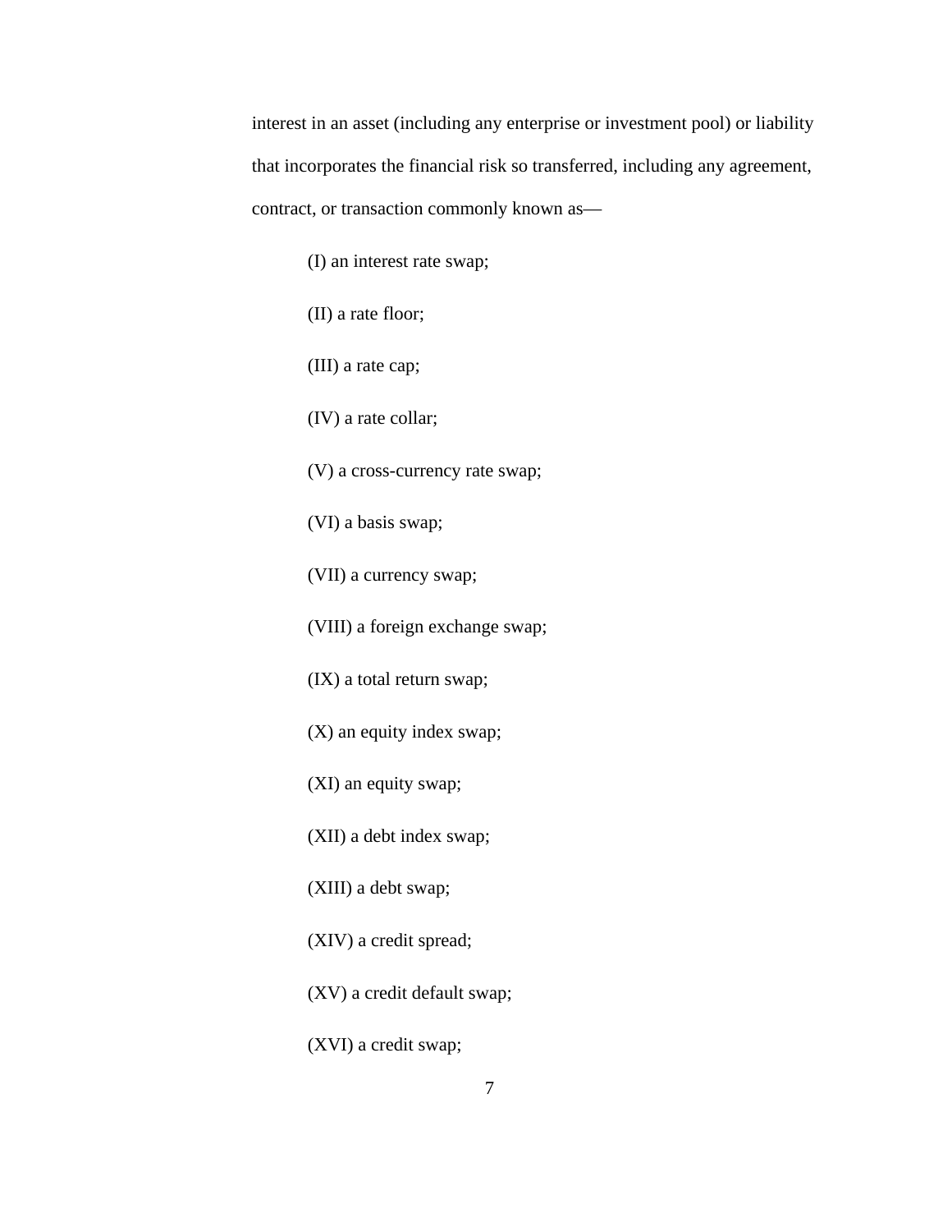interest in an asset (including any enterprise or investment pool) or liability that incorporates the financial risk so transferred, including any agreement, contract, or transaction commonly known as—

(I) an interest rate swap;

(II) a rate floor;

(III) a rate cap;

(IV) a rate collar;

(V) a cross-currency rate swap;

(VI) a basis swap;

(VII) a currency swap;

(VIII) a foreign exchange swap;

(IX) a total return swap;

(X) an equity index swap;

(XI) an equity swap;

(XII) a debt index swap;

(XIII) a debt swap;

(XIV) a credit spread;

(XV) a credit default swap;

(XVI) a credit swap;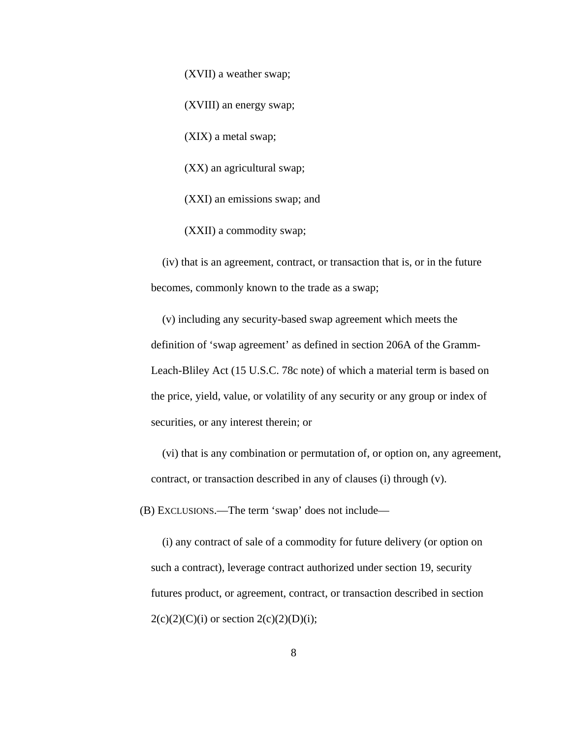(XVII) a weather swap;

(XVIII) an energy swap;

(XIX) a metal swap;

(XX) an agricultural swap;

(XXI) an emissions swap; and

(XXII) a commodity swap;

(iv) that is an agreement, contract, or transaction that is, or in the future becomes, commonly known to the trade as a swap;

(v) including any security-based swap agreement which meets the definition of 'swap agreement' as defined in section 206A of the Gramm-Leach-Bliley Act (15 U.S.C. 78c note) of which a material term is based on the price, yield, value, or volatility of any security or any group or index of securities, or any interest therein; or

(vi) that is any combination or permutation of, or option on, any agreement, contract, or transaction described in any of clauses (i) through (v).

(B) EXCLUSIONS.—The term 'swap' does not include—

(i) any contract of sale of a commodity for future delivery (or option on such a contract), leverage contract authorized under section 19, security futures product, or agreement, contract, or transaction described in section 2(c)(2)(C)(i) or section 2(c)(2)(D)(i);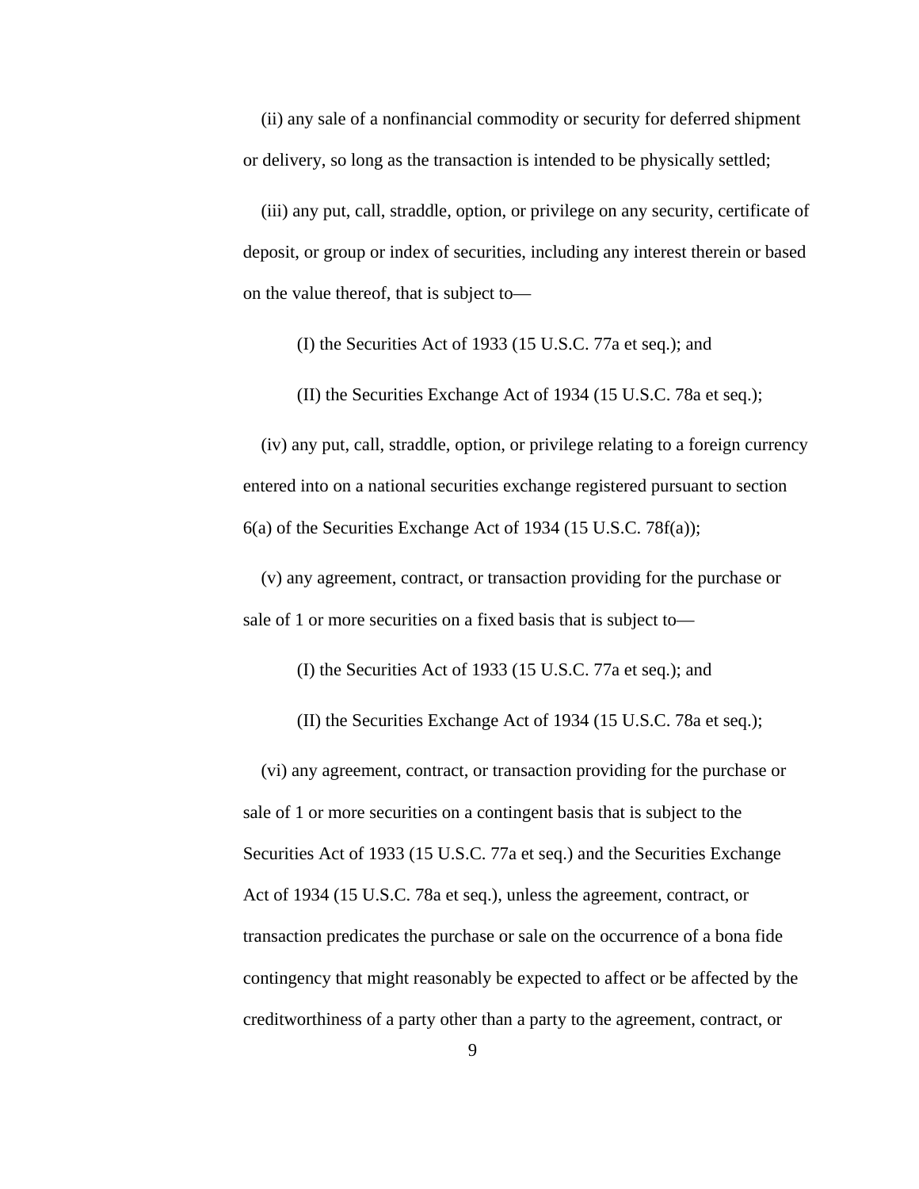(ii) any sale of a nonfinancial commodity or security for deferred shipment or delivery, so long as the transaction is intended to be physically settled;

(iii) any put, call, straddle, option, or privilege on any security, certificate of deposit, or group or index of securities, including any interest therein or based on the value thereof, that is subject to—

(I) the Securities Act of 1933 (15 U.S.C. 77a et seq.); and

(II) the Securities Exchange Act of 1934 (15 U.S.C. 78a et seq.);

(iv) any put, call, straddle, option, or privilege relating to a foreign currency entered into on a national securities exchange registered pursuant to section 6(a) of the Securities Exchange Act of 1934 (15 U.S.C. 78f(a));

(v) any agreement, contract, or transaction providing for the purchase or sale of 1 or more securities on a fixed basis that is subject to—

(I) the Securities Act of 1933 (15 U.S.C. 77a et seq.); and

(II) the Securities Exchange Act of 1934 (15 U.S.C. 78a et seq.);

(vi) any agreement, contract, or transaction providing for the purchase or sale of 1 or more securities on a contingent basis that is subject to the Securities Act of 1933 (15 U.S.C. 77a et seq.) and the Securities Exchange Act of 1934 (15 U.S.C. 78a et seq.), unless the agreement, contract, or transaction predicates the purchase or sale on the occurrence of a bona fide contingency that might reasonably be expected to affect or be affected by the creditworthiness of a party other than a party to the agreement, contract, or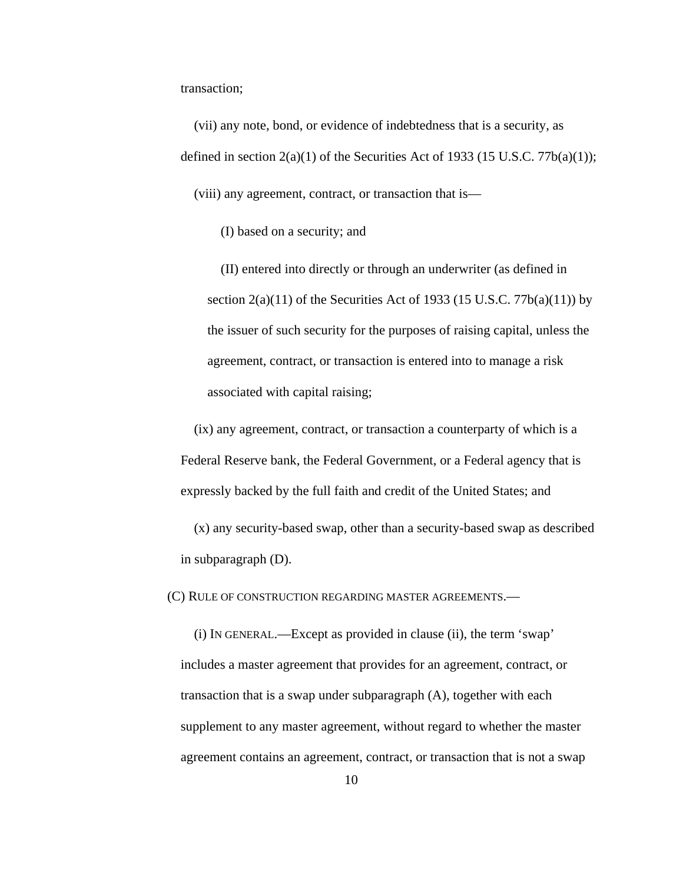transaction;

(vii) any note, bond, or evidence of indebtedness that is a security, as defined in section 2(a)(1) of the Securities Act of 1933 (15 U.S.C. 77b(a)(1));

(viii) any agreement, contract, or transaction that is—

(I) based on a security; and

(II) entered into directly or through an underwriter (as defined in section 2(a)(11) of the Securities Act of 1933 (15 U.S.C. 77b(a)(11)) by the issuer of such security for the purposes of raising capital, unless the agreement, contract, or transaction is entered into to manage a risk associated with capital raising;

(ix) any agreement, contract, or transaction a counterparty of which is a Federal Reserve bank, the Federal Government, or a Federal agency that is expressly backed by the full faith and credit of the United States; and

(x) any security-based swap, other than a security-based swap as described in subparagraph (D).

(C) RULE OF CONSTRUCTION REGARDING MASTER AGREEMENTS.—

(i) IN GENERAL.—Except as provided in clause (ii), the term 'swap' includes a master agreement that provides for an agreement, contract, or transaction that is a swap under subparagraph (A), together with each supplement to any master agreement, without regard to whether the master agreement contains an agreement, contract, or transaction that is not a swap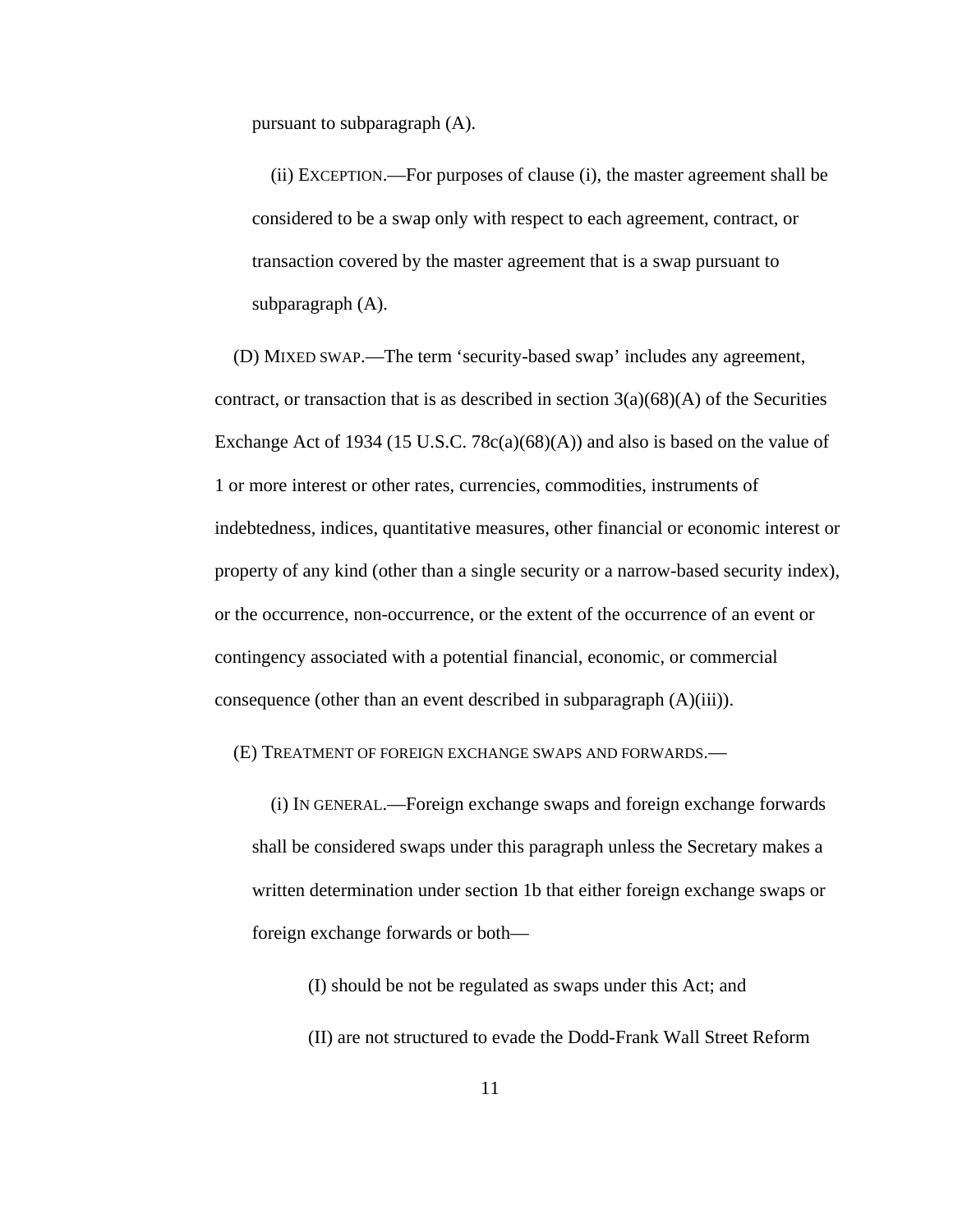pursuant to subparagraph (A).

(ii) EXCEPTION.—For purposes of clause (i), the master agreement shall be considered to be a swap only with respect to each agreement, contract, or transaction covered by the master agreement that is a swap pursuant to subparagraph (A).

(D) MIXED SWAP.—The term 'security-based swap' includes any agreement, contract, or transaction that is as described in section 3(a)(68)(A) of the Securities Exchange Act of 1934 (15 U.S.C. 78c(a)(68)(A)) and also is based on the value of 1 or more interest or other rates, currencies, commodities, instruments of indebtedness, indices, quantitative measures, other financial or economic interest or property of any kind (other than a single security or a narrow-based security index), or the occurrence, non-occurrence, or the extent of the occurrence of an event or contingency associated with a potential financial, economic, or commercial consequence (other than an event described in subparagraph (A)(iii)).

(E) TREATMENT OF FOREIGN EXCHANGE SWAPS AND FORWARDS.—

(i) IN GENERAL.—Foreign exchange swaps and foreign exchange forwards shall be considered swaps under this paragraph unless the Secretary makes a written determination under section 1b that either foreign exchange swaps or foreign exchange forwards or both—

(I) should be not be regulated as swaps under this Act; and

(II) are not structured to evade the Dodd-Frank Wall Street Reform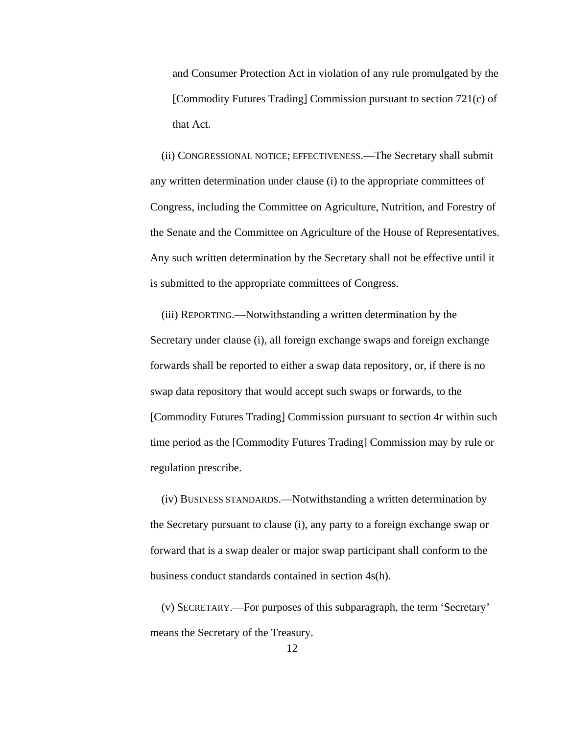and Consumer Protection Act in violation of any rule promulgated by the [Commodity Futures Trading] Commission pursuant to section 721(c) of that Act.

(ii) CONGRESSIONAL NOTICE; EFFECTIVENESS.—The Secretary shall submit any written determination under clause (i) to the appropriate committees of Congress, including the Committee on Agriculture, Nutrition, and Forestry of the Senate and the Committee on Agriculture of the House of Representatives. Any such written determination by the Secretary shall not be effective until it is submitted to the appropriate committees of Congress.

(iii) REPORTING.—Notwithstanding a written determination by the Secretary under clause (i), all foreign exchange swaps and foreign exchange forwards shall be reported to either a swap data repository, or, if there is no swap data repository that would accept such swaps or forwards, to the [Commodity Futures Trading] Commission pursuant to section 4r within such time period as the [Commodity Futures Trading] Commission may by rule or regulation prescribe.

(iv) BUSINESS STANDARDS.—Notwithstanding a written determination by the Secretary pursuant to clause (i), any party to a foreign exchange swap or forward that is a swap dealer or major swap participant shall conform to the business conduct standards contained in section 4s(h).

(v) SECRETARY.—For purposes of this subparagraph, the term 'Secretary' means the Secretary of the Treasury.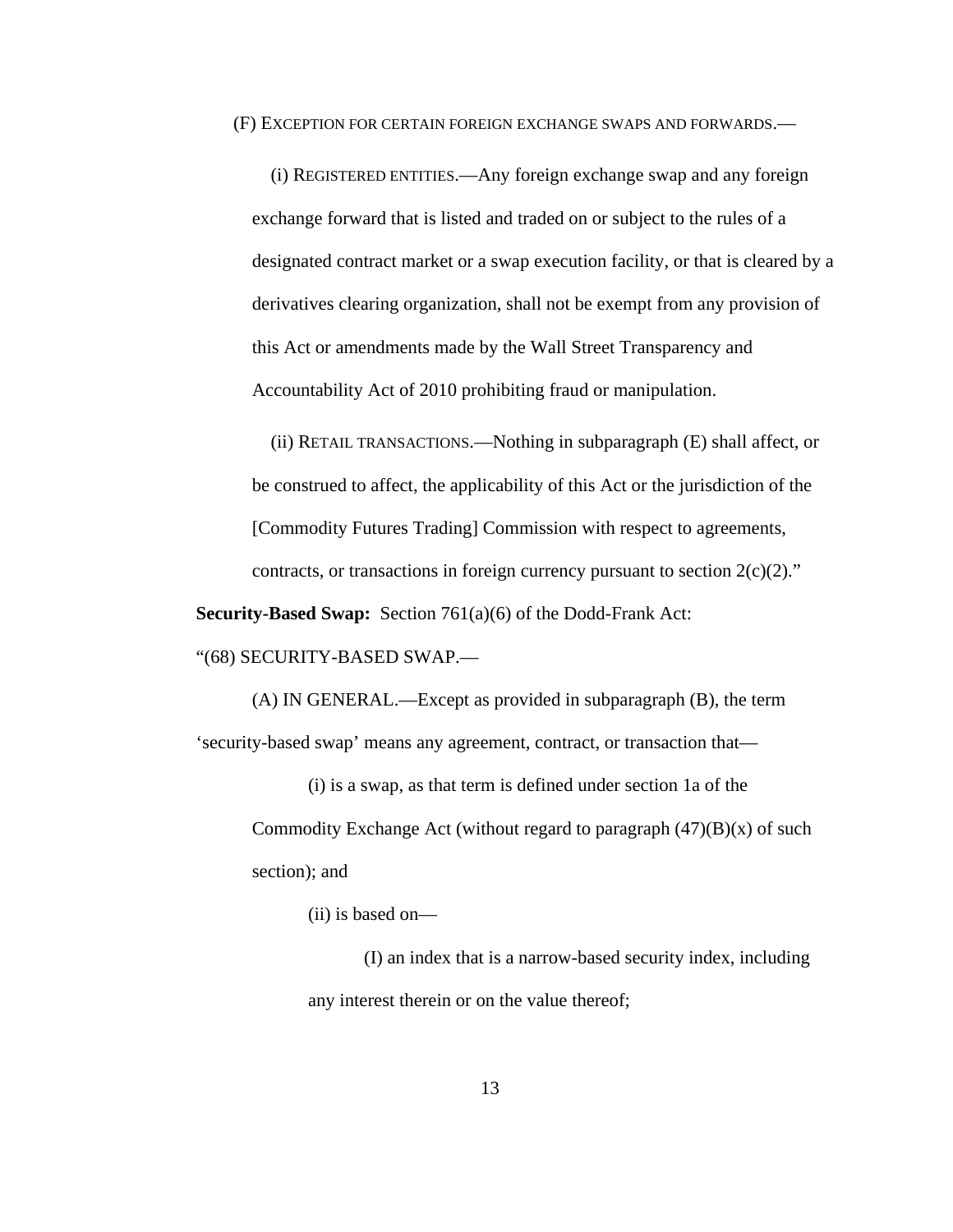(F) EXCEPTION FOR CERTAIN FOREIGN EXCHANGE SWAPS AND FORWARDS.—

(i) REGISTERED ENTITIES.—Any foreign exchange swap and any foreign exchange forward that is listed and traded on or subject to the rules of a designated contract market or a swap execution facility, or that is cleared by a derivatives clearing organization, shall not be exempt from any provision of this Act or amendments made by the Wall Street Transparency and Accountability Act of 2010 prohibiting fraud or manipulation.

(ii) RETAIL TRANSACTIONS.—Nothing in subparagraph (E) shall affect, or be construed to affect, the applicability of this Act or the jurisdiction of the [Commodity Futures Trading] Commission with respect to agreements, contracts, or transactions in foreign currency pursuant to section 2(c)(2)."

**Security-Based Swap:** Section 761(a)(6) of the Dodd-Frank Act:

"(68) SECURITY-BASED SWAP.—

(A) IN GENERAL.—Except as provided in subparagraph (B), the term 'security-based swap' means any agreement, contract, or transaction that—

(i) is a swap, as that term is defined under section 1a of the Commodity Exchange Act (without regard to paragraph (47)(B)(x) of such section); and

(ii) is based on—

(I) an index that is a narrow-based security index, including any interest therein or on the value thereof;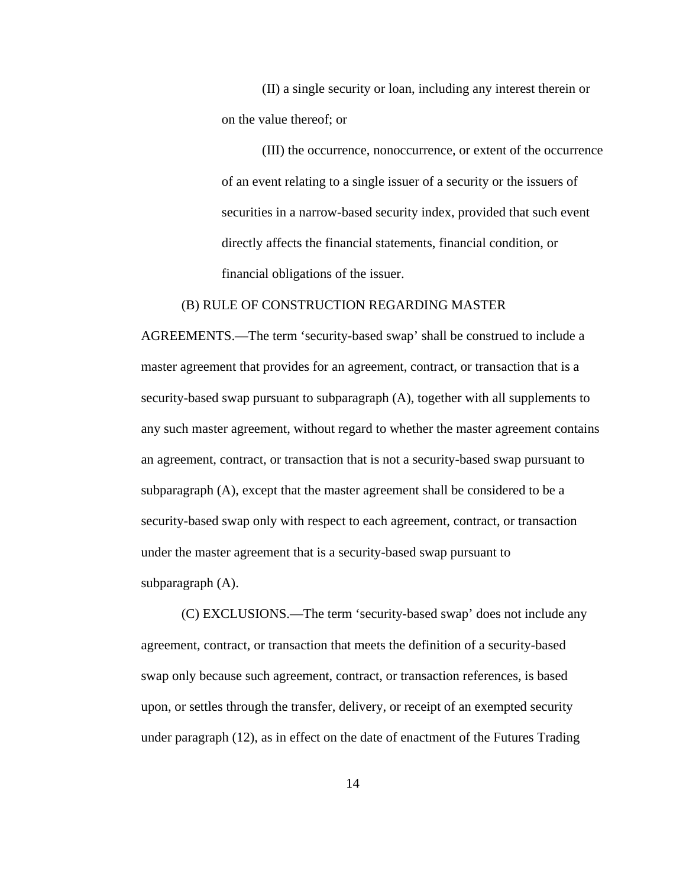(II) a single security or loan, including any interest therein or on the value thereof; or

(III) the occurrence, nonoccurrence, or extent of the occurrence of an event relating to a single issuer of a security or the issuers of securities in a narrow-based security index, provided that such event directly affects the financial statements, financial condition, or financial obligations of the issuer.

(B) RULE OF CONSTRUCTION REGARDING MASTER AGREEMENTS.—The term 'security-based swap' shall be construed to include a master agreement that provides for an agreement, contract, or transaction that is a security-based swap pursuant to subparagraph (A), together with all supplements to any such master agreement, without regard to whether the master agreement contains an agreement, contract, or transaction that is not a security-based swap pursuant to subparagraph (A), except that the master agreement shall be considered to be a security-based swap only with respect to each agreement, contract, or transaction under the master agreement that is a security-based swap pursuant to subparagraph (A).

(C) EXCLUSIONS.—The term 'security-based swap' does not include any agreement, contract, or transaction that meets the definition of a security-based swap only because such agreement, contract, or transaction references, is based upon, or settles through the transfer, delivery, or receipt of an exempted security under paragraph (12), as in effect on the date of enactment of the Futures Trading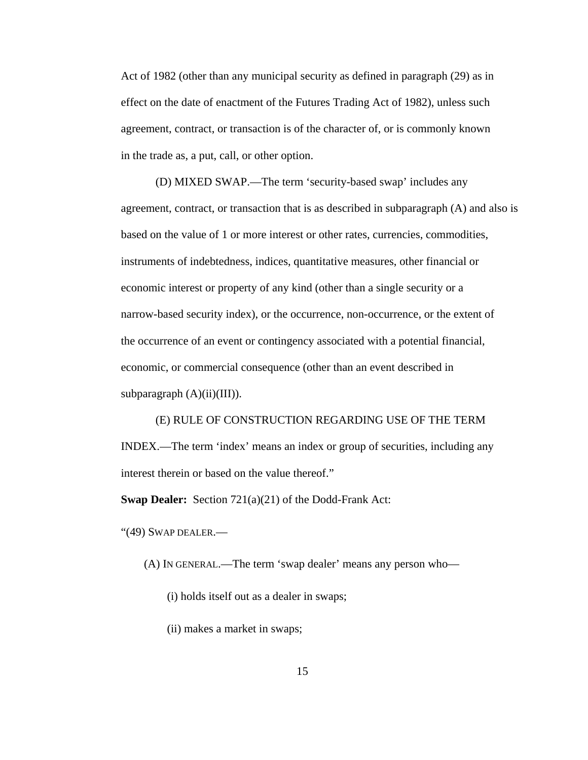Act of 1982 (other than any municipal security as defined in paragraph (29) as in effect on the date of enactment of the Futures Trading Act of 1982), unless such agreement, contract, or transaction is of the character of, or is commonly known in the trade as, a put, call, or other option.

(D) MIXED SWAP.—The term 'security-based swap' includes any agreement, contract, or transaction that is as described in subparagraph (A) and also is based on the value of 1 or more interest or other rates, currencies, commodities, instruments of indebtedness, indices, quantitative measures, other financial or economic interest or property of any kind (other than a single security or a narrow-based security index), or the occurrence, non-occurrence, or the extent of the occurrence of an event or contingency associated with a potential financial, economic, or commercial consequence (other than an event described in subparagraph (A)(ii)(III)).

(E) RULE OF CONSTRUCTION REGARDING USE OF THE TERM INDEX.—The term 'index' means an index or group of securities, including any interest therein or based on the value thereof."

**Swap Dealer:** Section 721(a)(21) of the Dodd-Frank Act:

"(49) SWAP DEALER.—

(A) IN GENERAL.—The term 'swap dealer' means any person who—

(i) holds itself out as a dealer in swaps;

(ii) makes a market in swaps;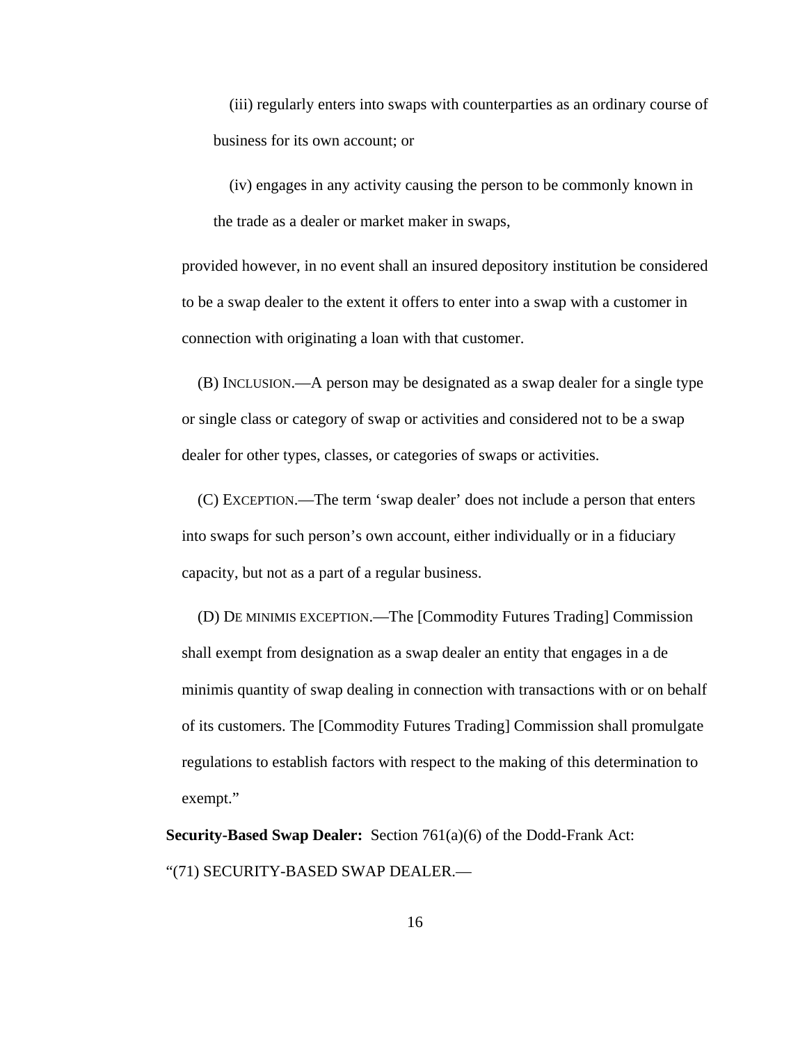(iii) regularly enters into swaps with counterparties as an ordinary course of business for its own account; or

(iv) engages in any activity causing the person to be commonly known in the trade as a dealer or market maker in swaps,

provided however, in no event shall an insured depository institution be considered to be a swap dealer to the extent it offers to enter into a swap with a customer in connection with originating a loan with that customer.

(B) INCLUSION.—A person may be designated as a swap dealer for a single type or single class or category of swap or activities and considered not to be a swap dealer for other types, classes, or categories of swaps or activities.

(C) EXCEPTION.—The term 'swap dealer' does not include a person that enters into swaps for such person's own account, either individually or in a fiduciary capacity, but not as a part of a regular business.

(D) DE MINIMIS EXCEPTION.—The [Commodity Futures Trading] Commission shall exempt from designation as a swap dealer an entity that engages in a de minimis quantity of swap dealing in connection with transactions with or on behalf of its customers. The [Commodity Futures Trading] Commission shall promulgate regulations to establish factors with respect to the making of this determination to exempt."

**Security-Based Swap Dealer:** Section 761(a)(6) of the Dodd-Frank Act:

"(71) SECURITY-BASED SWAP DEALER.—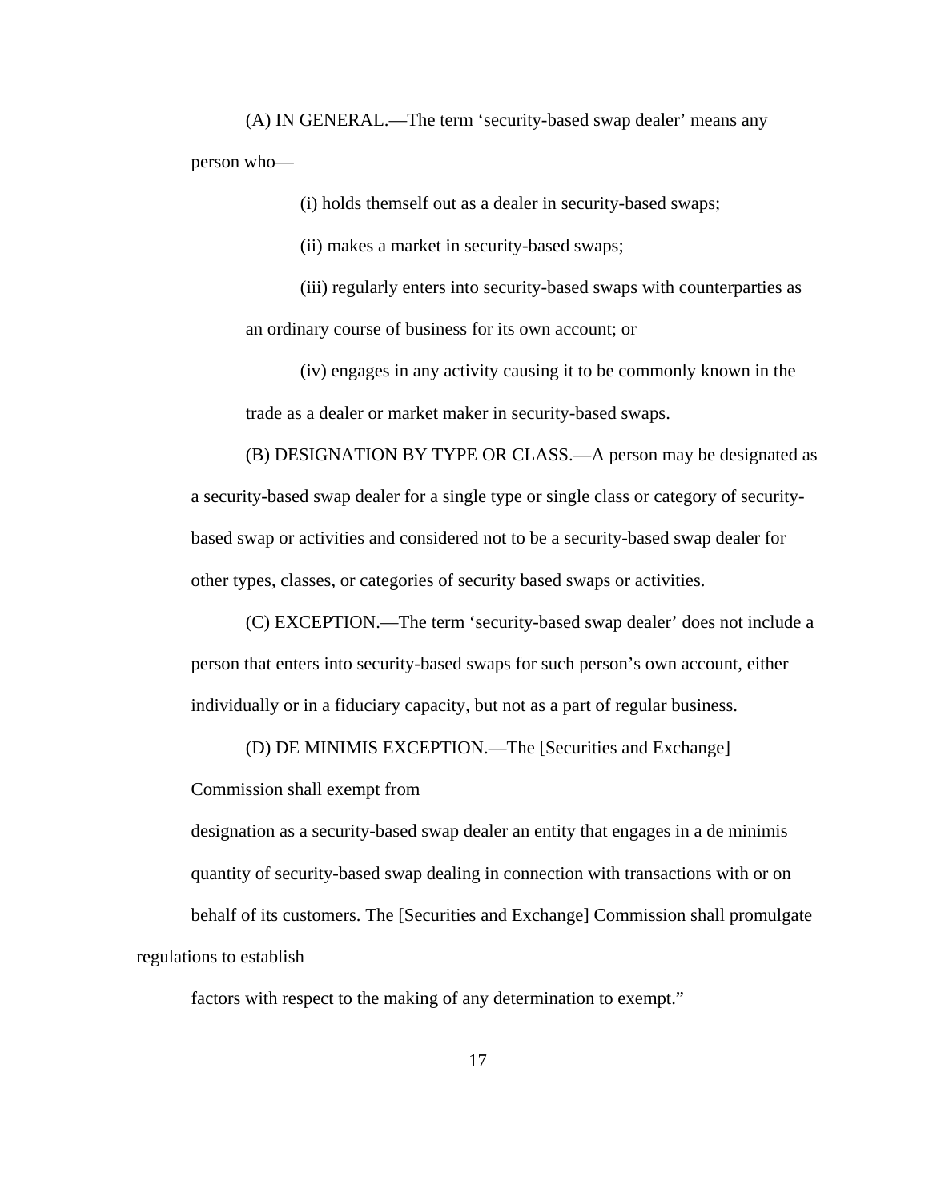(A) IN GENERAL.—The term 'security-based swap dealer' means any person who—

(i) holds themself out as a dealer in security-based swaps;

(ii) makes a market in security-based swaps;

(iii) regularly enters into security-based swaps with counterparties as an ordinary course of business for its own account; or

(iv) engages in any activity causing it to be commonly known in the trade as a dealer or market maker in security-based swaps.

(B) DESIGNATION BY TYPE OR CLASS.—A person may be designated as a security-based swap dealer for a single type or single class or category of security-based swap or activities and considered not to be a security-based swap dealer for other types, classes, or categories of security based swaps or activities.

(C) EXCEPTION.—The term 'security-based swap dealer' does not include a person that enters into security-based swaps for such person's own account, either individually or in a fiduciary capacity, but not as a part of regular business.

(D) DE MINIMIS EXCEPTION.—The [Securities and Exchange] Commission shall exempt from designation as a security-based swap dealer an entity that engages in a de minimis quantity of security-based swap dealing in connection with transactions with or on behalf of its customers. The [Securities and Exchange] Commission shall promulgate regulations to establish factors with respect to the making of any determination to exempt."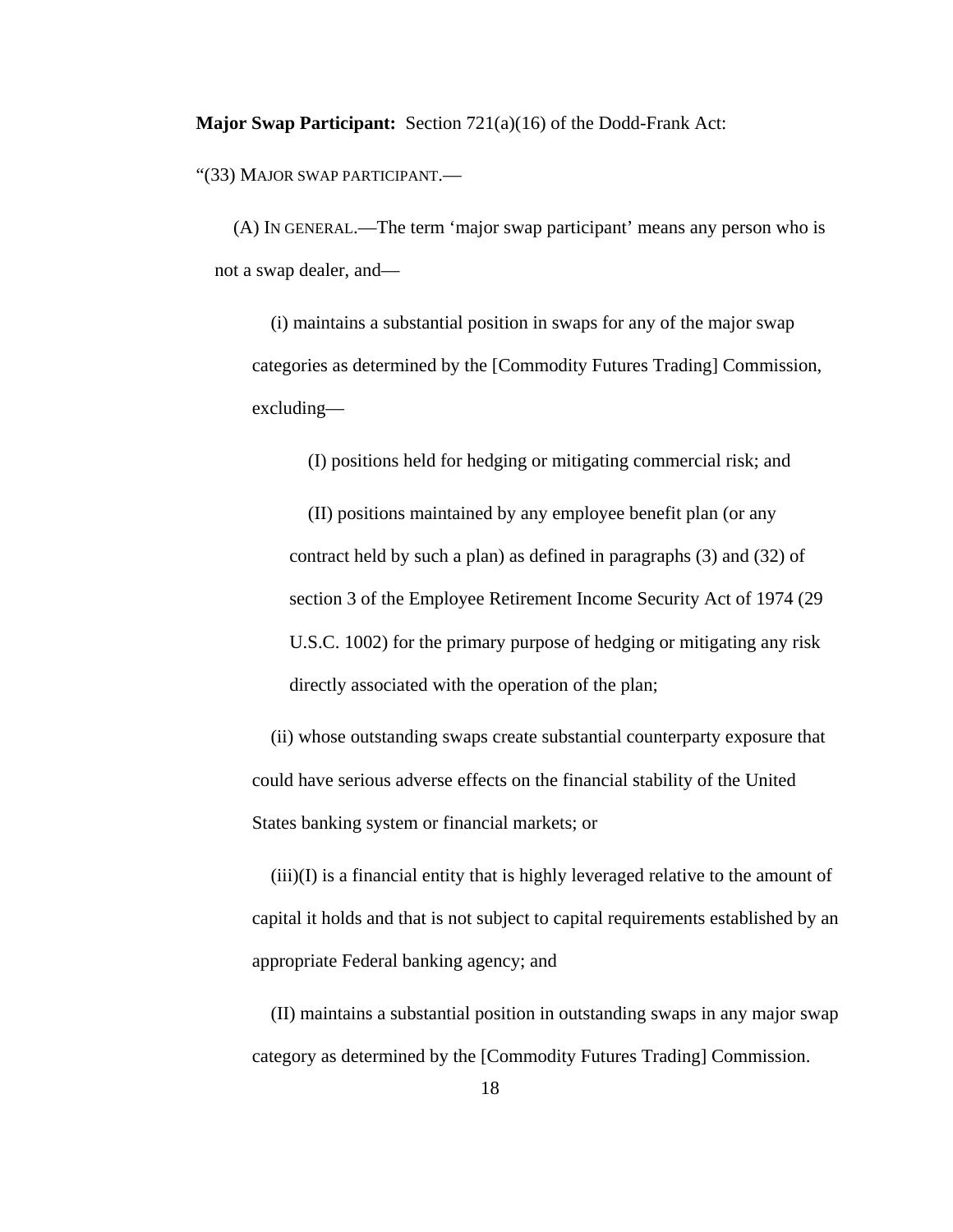**Major Swap Participant:** Section 721(a)(16) of the Dodd-Frank Act:

"(33) MAJOR SWAP PARTICIPANT.—

(A) IN GENERAL.—The term 'major swap participant' means any person who is not a swap dealer, and—

(i) maintains a substantial position in swaps for any of the major swap categories as determined by the [Commodity Futures Trading] Commission, excluding—

(I) positions held for hedging or mitigating commercial risk; and

(II) positions maintained by any employee benefit plan (or any contract held by such a plan) as defined in paragraphs (3) and (32) of section 3 of the Employee Retirement Income Security Act of 1974 (29 U.S.C. 1002) for the primary purpose of hedging or mitigating any risk directly associated with the operation of the plan;

(ii) whose outstanding swaps create substantial counterparty exposure that could have serious adverse effects on the financial stability of the United States banking system or financial markets; or

(iii)(I) is a financial entity that is highly leveraged relative to the amount of capital it holds and that is not subject to capital requirements established by an appropriate Federal banking agency; and

(II) maintains a substantial position in outstanding swaps in any major swap category as determined by the [Commodity Futures Trading] Commission.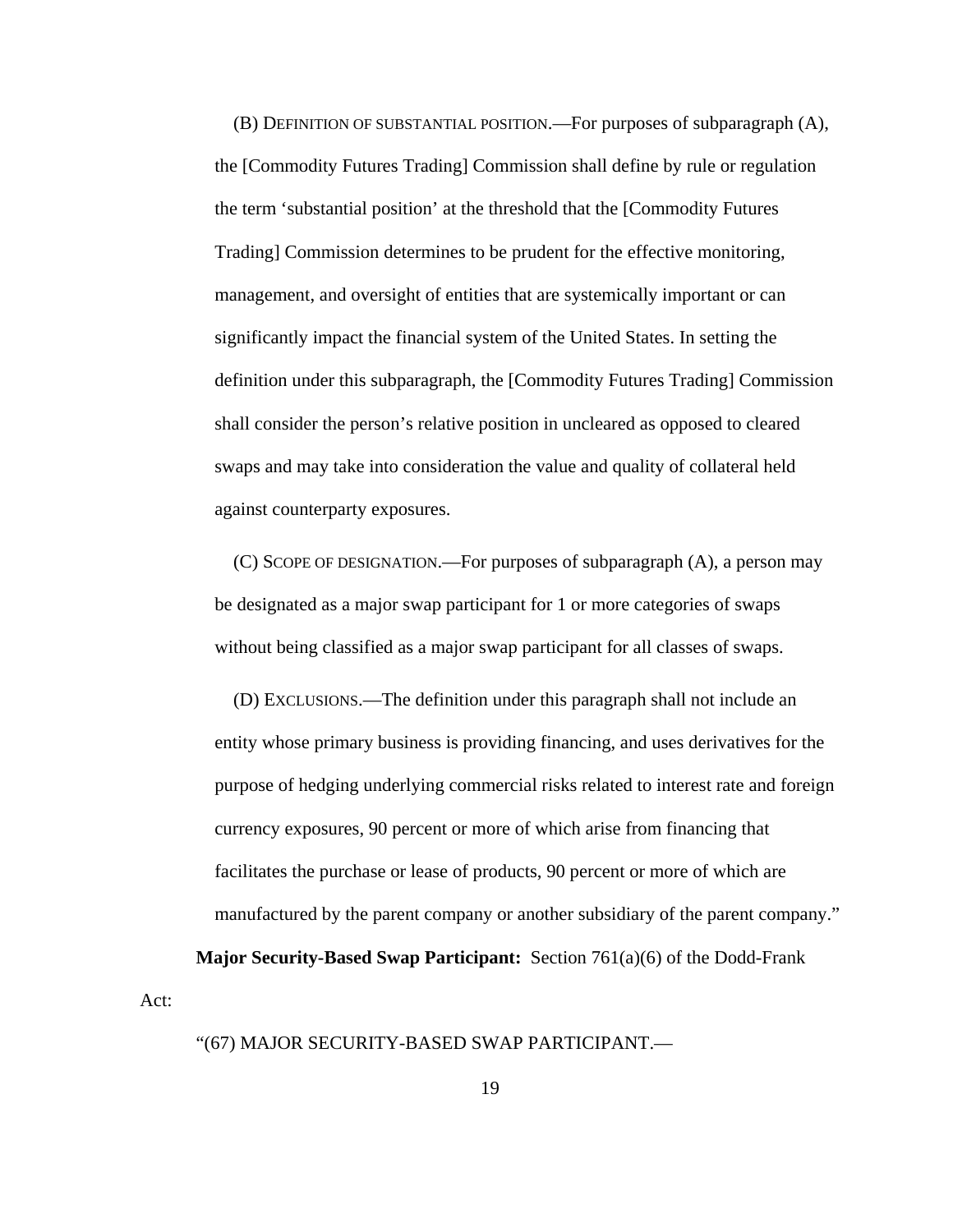(B) DEFINITION OF SUBSTANTIAL POSITION.—For purposes of subparagraph (A), the [Commodity Futures Trading] Commission shall define by rule or regulation the term 'substantial position' at the threshold that the [Commodity Futures Trading] Commission determines to be prudent for the effective monitoring, management, and oversight of entities that are systemically important or can significantly impact the financial system of the United States. In setting the definition under this subparagraph, the [Commodity Futures Trading] Commission shall consider the person's relative position in uncleared as opposed to cleared swaps and may take into consideration the value and quality of collateral held against counterparty exposures.

(C) SCOPE OF DESIGNATION.—For purposes of subparagraph (A), a person may be designated as a major swap participant for 1 or more categories of swaps without being classified as a major swap participant for all classes of swaps.

(D) EXCLUSIONS.—The definition under this paragraph shall not include an entity whose primary business is providing financing, and uses derivatives for the purpose of hedging underlying commercial risks related to interest rate and foreign currency exposures, 90 percent or more of which arise from financing that facilitates the purchase or lease of products, 90 percent or more of which are manufactured by the parent company or another subsidiary of the parent company."

**Major Security-Based Swap Participant:** Section 761(a)(6) of the Dodd-Frank Act:

"(67) MAJOR SECURITY-BASED SWAP PARTICIPANT.—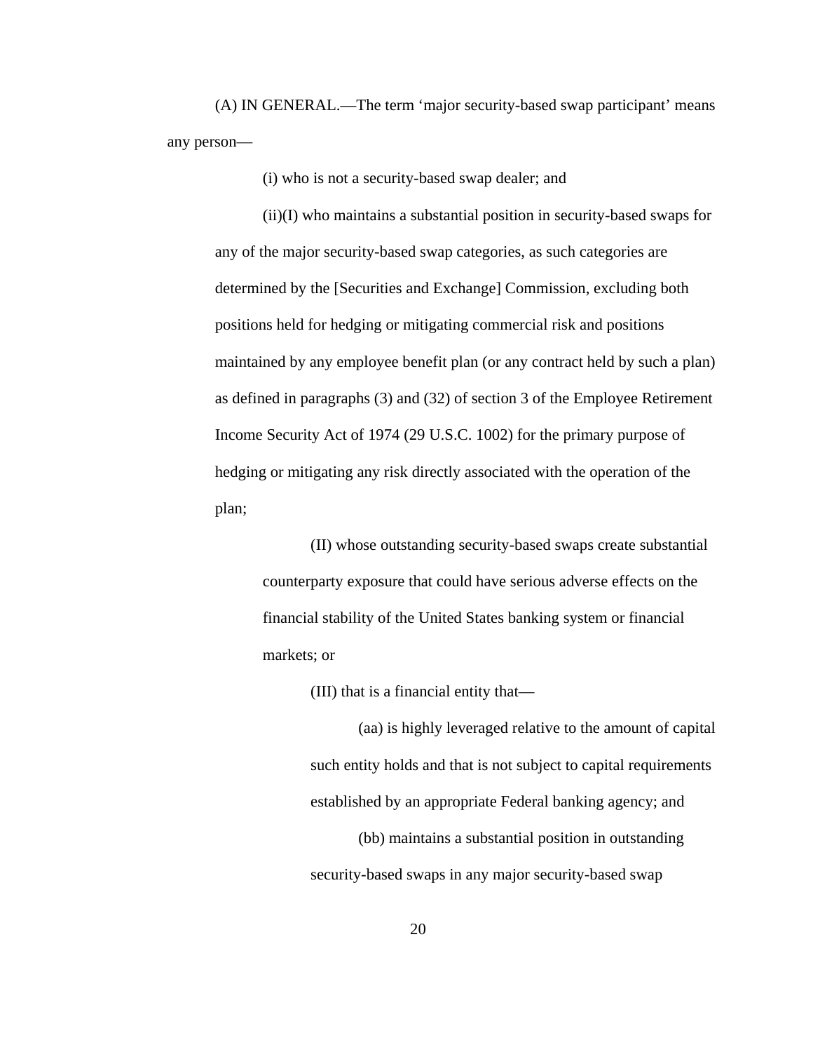(A) IN GENERAL.—The term 'major security-based swap participant' means any person—

(i) who is not a security-based swap dealer; and

(ii)(I) who maintains a substantial position in security-based swaps for any of the major security-based swap categories, as such categories are determined by the [Securities and Exchange] Commission, excluding both positions held for hedging or mitigating commercial risk and positions maintained by any employee benefit plan (or any contract held by such a plan) as defined in paragraphs (3) and (32) of section 3 of the Employee Retirement Income Security Act of 1974 (29 U.S.C. 1002) for the primary purpose of hedging or mitigating any risk directly associated with the operation of the plan;

(II) whose outstanding security-based swaps create substantial counterparty exposure that could have serious adverse effects on the financial stability of the United States banking system or financial markets; or

(III) that is a financial entity that—

(aa) is highly leveraged relative to the amount of capital such entity holds and that is not subject to capital requirements established by an appropriate Federal banking agency; and

(bb) maintains a substantial position in outstanding security-based swaps in any major security-based swap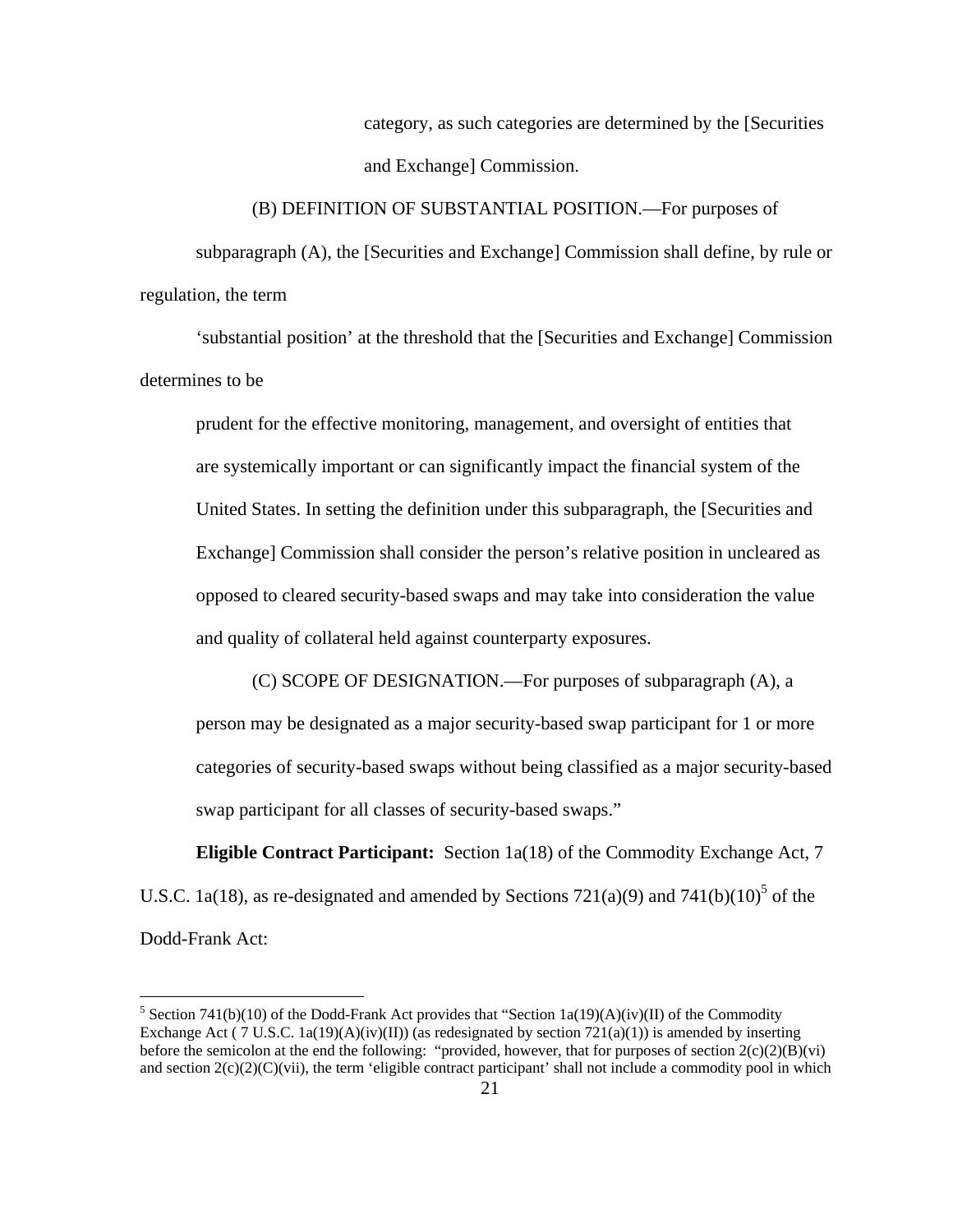category, as such categories are determined by the [Securities and Exchange] Commission.

(B) DEFINITION OF SUBSTANTIAL POSITION.—For purposes of subparagraph (A), the [Securities and Exchange] Commission shall define, by rule or regulation, the term

'substantial position' at the threshold that the [Securities and Exchange] Commission determines to be

prudent for the effective monitoring, management, and oversight of entities that are systemically important or can significantly impact the financial system of the United States. In setting the definition under this subparagraph, the [Securities and Exchange] Commission shall consider the person's relative position in uncleared as opposed to cleared security-based swaps and may take into consideration the value and quality of collateral held against counterparty exposures.

(C) SCOPE OF DESIGNATION.—For purposes of subparagraph (A), a person may be designated as a major security-based swap participant for 1 or more categories of security-based swaps without being classified as a major security-based swap participant for all classes of security-based swaps."

**Eligible Contract Participant:** Section 1a(18) of the Commodity Exchange Act, 7 U.S.C. 1a(18), as re-designated and amended by Sections 721(a)(9) and 741(b)(10)[5] of the Dodd-Frank Act:

---

[5] Section 741(b)(10) of the Dodd-Frank Act provides that "Section 1a(19)(A)(iv)(II) of the Commodity Exchange Act ( 7 U.S.C. 1a(19)(A)(iv)(II)) (as redesignated by section 721(a)(1)) is amended by inserting before the semicolon at the end the following: "provided, however, that for purposes of section 2(c)(2)(B)(vi) and section 2(c)(2)(C)(vii), the term 'eligible contract participant' shall not include a commodity pool in which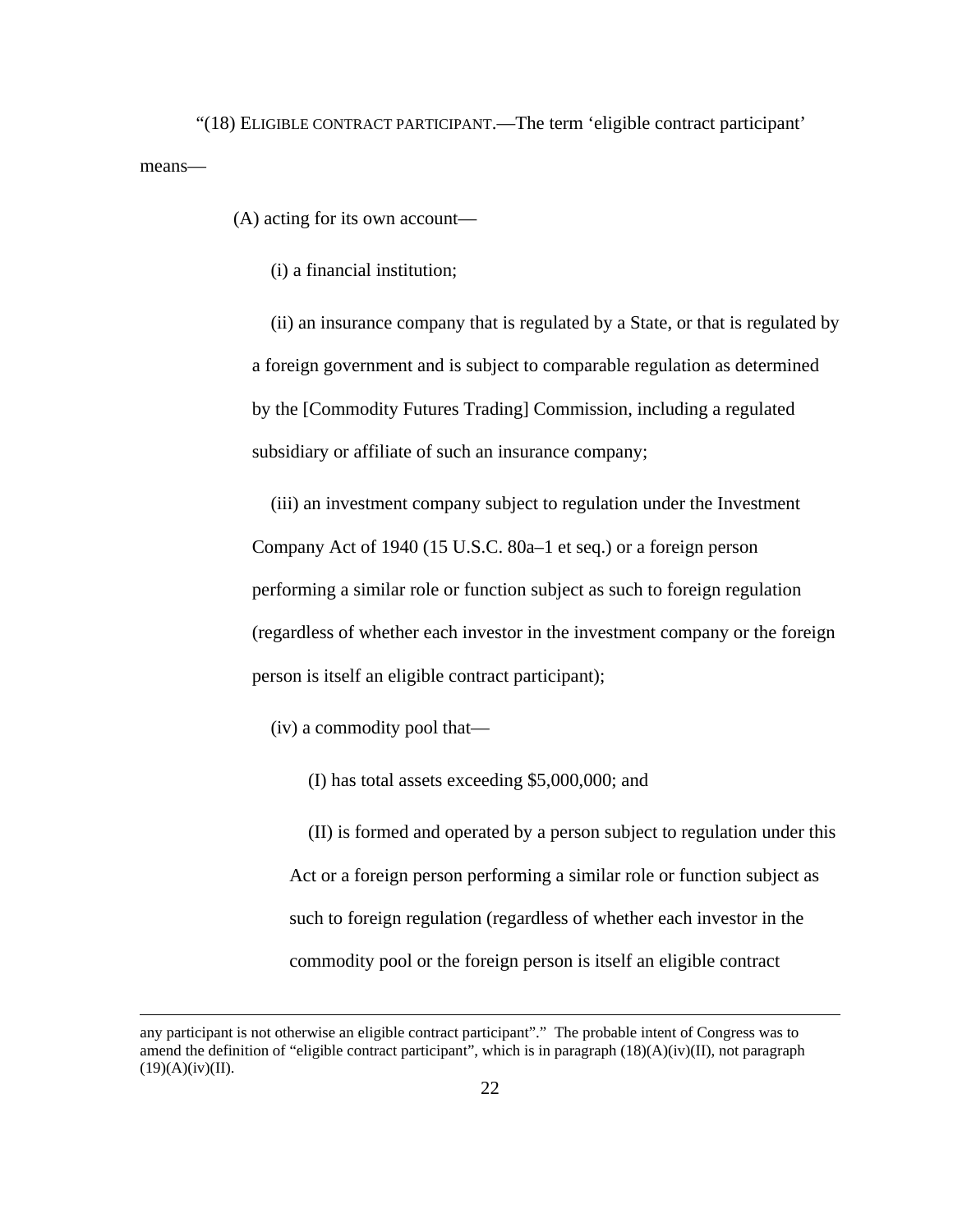"(18) ELIGIBLE CONTRACT PARTICIPANT.—The term 'eligible contract participant' means—

(A) acting for its own account—

(i) a financial institution;

(ii) an insurance company that is regulated by a State, or that is regulated by a foreign government and is subject to comparable regulation as determined by the [Commodity Futures Trading] Commission, including a regulated subsidiary or affiliate of such an insurance company;

(iii) an investment company subject to regulation under the Investment Company Act of 1940 (15 U.S.C. 80a–1 et seq.) or a foreign person performing a similar role or function subject as such to foreign regulation (regardless of whether each investor in the investment company or the foreign person is itself an eligible contract participant);

(iv) a commodity pool that—

(I) has total assets exceeding $5,000,000; and

(II) is formed and operated by a person subject to regulation under this Act or a foreign person performing a similar role or function subject as such to foreign regulation (regardless of whether each investor in the commodity pool or the foreign person is itself an eligible contract

---

any participant is not otherwise an eligible contract participant"." The probable intent of Congress was to amend the definition of "eligible contract participant", which is in paragraph (18)(A)(iv)(II), not paragraph (19)(A)(iv)(II).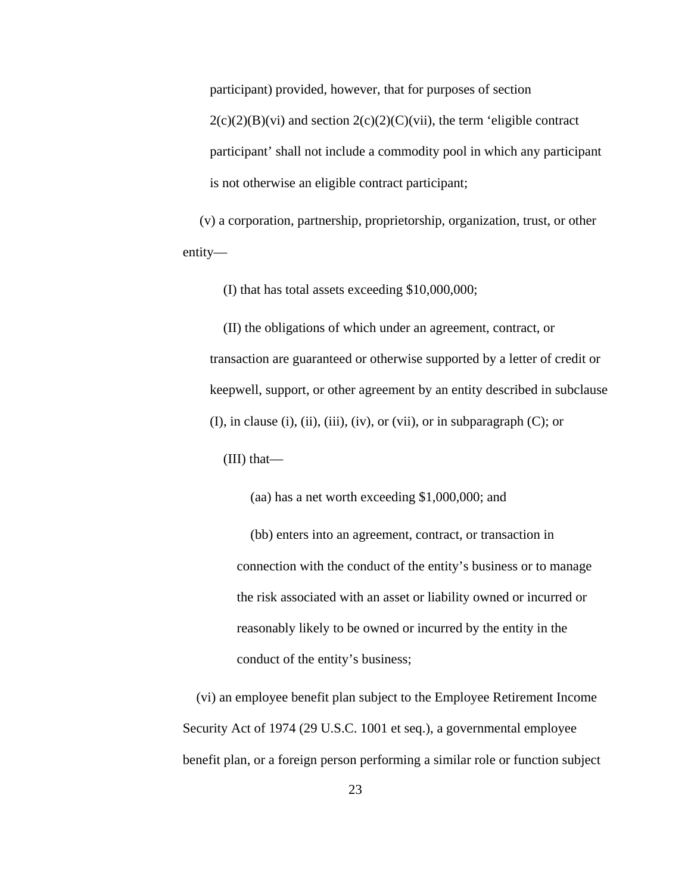participant) provided, however, that for purposes of section 2(c)(2)(B)(vi) and section 2(c)(2)(C)(vii), the term 'eligible contract participant' shall not include a commodity pool in which any participant is not otherwise an eligible contract participant;

(v) a corporation, partnership, proprietorship, organization, trust, or other entity—

(I) that has total assets exceeding $10,000,000;

(II) the obligations of which under an agreement, contract, or transaction are guaranteed or otherwise supported by a letter of credit or keepwell, support, or other agreement by an entity described in subclause (I), in clause (i), (ii), (iii), (iv), or (vii), or in subparagraph (C); or

(III) that—

(aa) has a net worth exceeding $1,000,000; and

(bb) enters into an agreement, contract, or transaction in connection with the conduct of the entity's business or to manage the risk associated with an asset or liability owned or incurred or reasonably likely to be owned or incurred by the entity in the conduct of the entity's business;

(vi) an employee benefit plan subject to the Employee Retirement Income Security Act of 1974 (29 U.S.C. 1001 et seq.), a governmental employee benefit plan, or a foreign person performing a similar role or function subject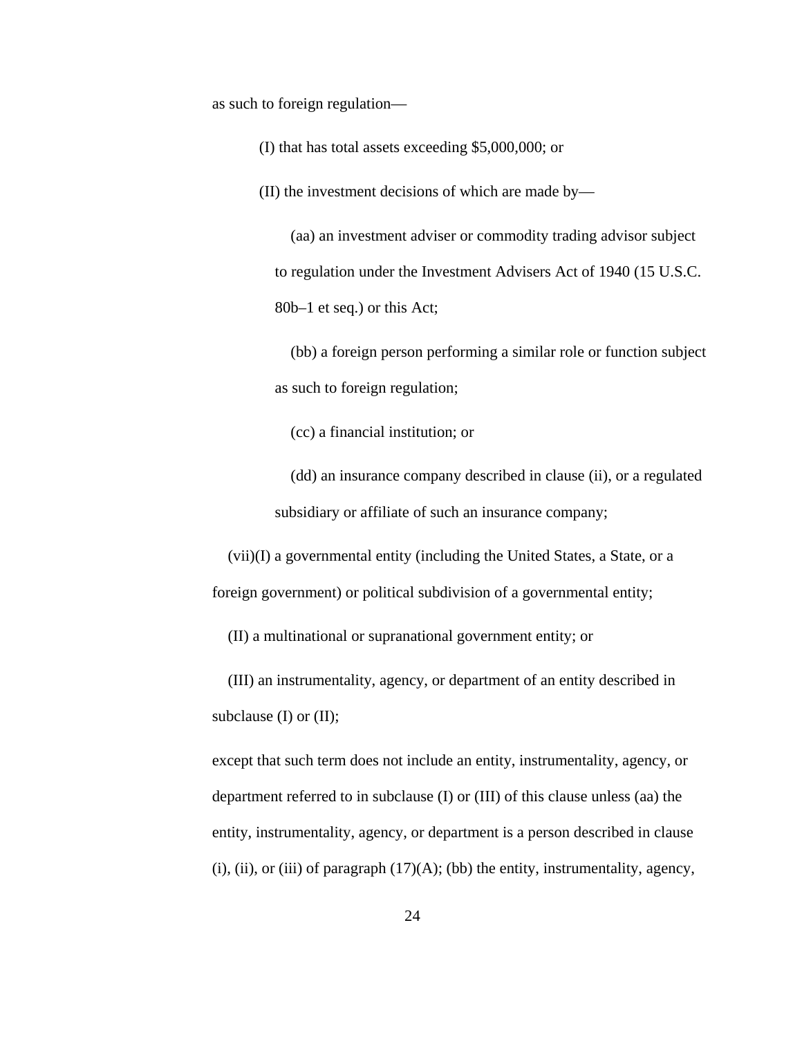as such to foreign regulation—

(I) that has total assets exceeding $5,000,000; or

(II) the investment decisions of which are made by—

(aa) an investment adviser or commodity trading advisor subject to regulation under the Investment Advisers Act of 1940 (15 U.S.C. 80b–1 et seq.) or this Act;

(bb) a foreign person performing a similar role or function subject as such to foreign regulation;

(cc) a financial institution; or

(dd) an insurance company described in clause (ii), or a regulated subsidiary or affiliate of such an insurance company;

(vii)(I) a governmental entity (including the United States, a State, or a foreign government) or political subdivision of a governmental entity;

(II) a multinational or supranational government entity; or

(III) an instrumentality, agency, or department of an entity described in subclause (I) or (II);

except that such term does not include an entity, instrumentality, agency, or department referred to in subclause (I) or (III) of this clause unless (aa) the entity, instrumentality, agency, or department is a person described in clause (i), (ii), or (iii) of paragraph (17)(A); (bb) the entity, instrumentality, agency,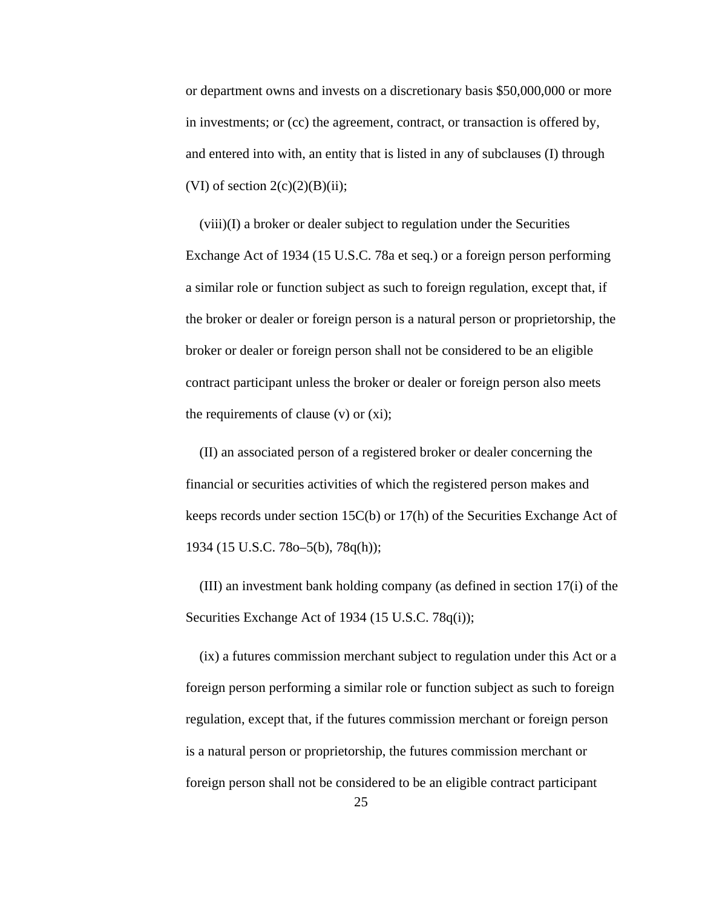or department owns and invests on a discretionary basis $50,000,000 or more in investments; or (cc) the agreement, contract, or transaction is offered by, and entered into with, an entity that is listed in any of subclauses (I) through (VI) of section 2(c)(2)(B)(ii);

(viii)(I) a broker or dealer subject to regulation under the Securities Exchange Act of 1934 (15 U.S.C. 78a et seq.) or a foreign person performing a similar role or function subject as such to foreign regulation, except that, if the broker or dealer or foreign person is a natural person or proprietorship, the broker or dealer or foreign person shall not be considered to be an eligible contract participant unless the broker or dealer or foreign person also meets the requirements of clause (v) or (xi);

(II) an associated person of a registered broker or dealer concerning the financial or securities activities of which the registered person makes and keeps records under section 15C(b) or 17(h) of the Securities Exchange Act of 1934 (15 U.S.C. 78o–5(b), 78q(h));

(III) an investment bank holding company (as defined in section 17(i) of the Securities Exchange Act of 1934 (15 U.S.C. 78q(i));

(ix) a futures commission merchant subject to regulation under this Act or a foreign person performing a similar role or function subject as such to foreign regulation, except that, if the futures commission merchant or foreign person is a natural person or proprietorship, the futures commission merchant or foreign person shall not be considered to be an eligible contract participant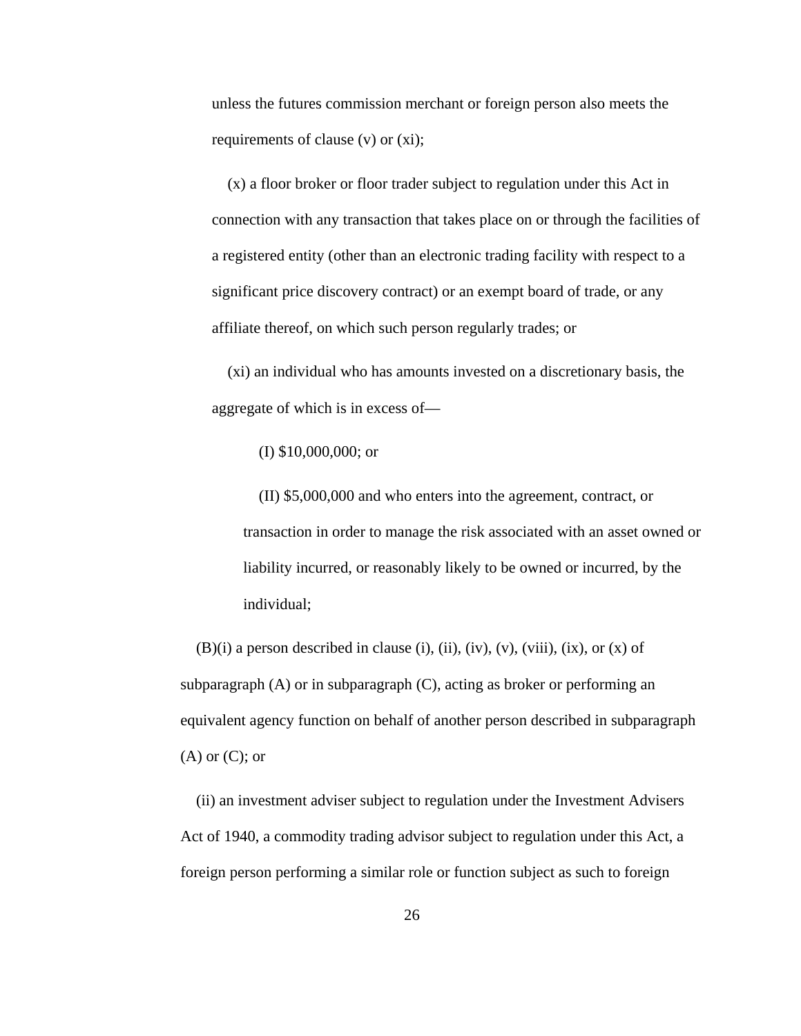unless the futures commission merchant or foreign person also meets the requirements of clause (v) or (xi);

(x) a floor broker or floor trader subject to regulation under this Act in connection with any transaction that takes place on or through the facilities of a registered entity (other than an electronic trading facility with respect to a significant price discovery contract) or an exempt board of trade, or any affiliate thereof, on which such person regularly trades; or

(xi) an individual who has amounts invested on a discretionary basis, the aggregate of which is in excess of—

(I) $10,000,000; or

(II) $5,000,000 and who enters into the agreement, contract, or transaction in order to manage the risk associated with an asset owned or liability incurred, or reasonably likely to be owned or incurred, by the individual;

(B)(i) a person described in clause (i), (ii), (iv), (v), (viii), (ix), or (x) of subparagraph (A) or in subparagraph (C), acting as broker or performing an equivalent agency function on behalf of another person described in subparagraph (A) or (C); or

(ii) an investment adviser subject to regulation under the Investment Advisers Act of 1940, a commodity trading advisor subject to regulation under this Act, a foreign person performing a similar role or function subject as such to foreign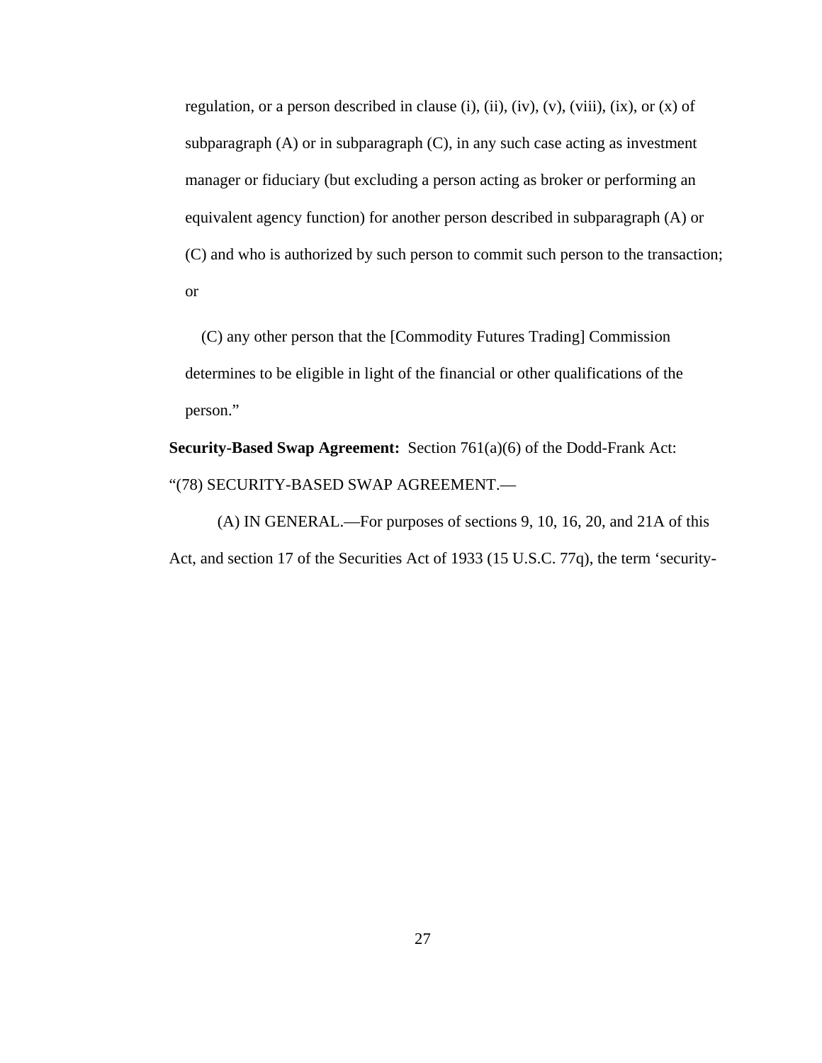regulation, or a person described in clause (i), (ii), (iv), (v), (viii), (ix), or (x) of subparagraph (A) or in subparagraph (C), in any such case acting as investment manager or fiduciary (but excluding a person acting as broker or performing an equivalent agency function) for another person described in subparagraph (A) or (C) and who is authorized by such person to commit such person to the transaction; or

(C) any other person that the [Commodity Futures Trading] Commission determines to be eligible in light of the financial or other qualifications of the person."

**Security-Based Swap Agreement:** Section 761(a)(6) of the Dodd-Frank Act:

"(78) SECURITY-BASED SWAP AGREEMENT.—

(A) IN GENERAL.—For purposes of sections 9, 10, 16, 20, and 21A of this Act, and section 17 of the Securities Act of 1933 (15 U.S.C. 77q), the term 'security-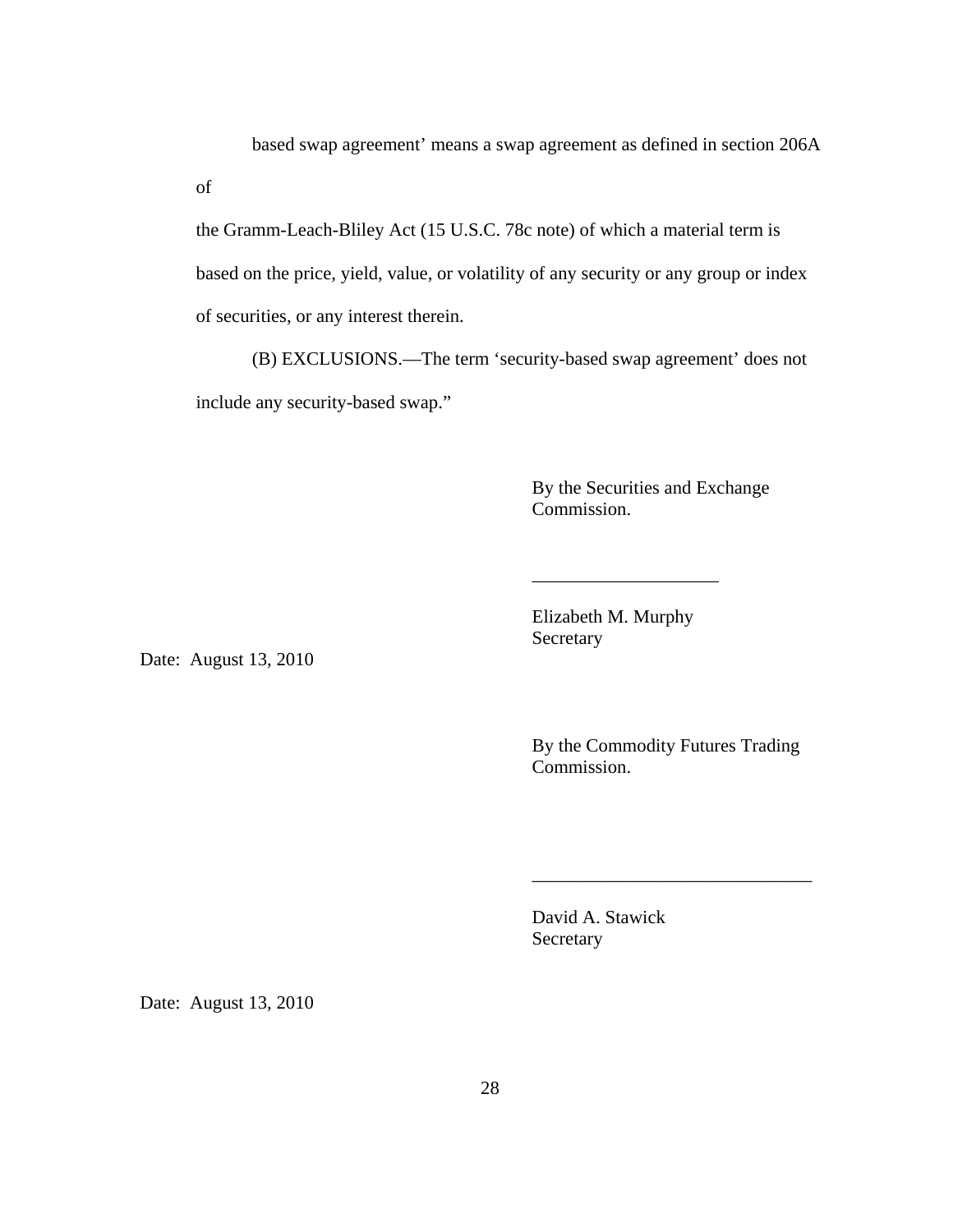based swap agreement' means a swap agreement as defined in section 206A of the Gramm-Leach-Bliley Act (15 U.S.C. 78c note) of which a material term is based on the price, yield, value, or volatility of any security or any group or index of securities, or any interest therein.

(B) EXCLUSIONS.—The term 'security-based swap agreement' does not include any security-based swap."

By the Securities and Exchange Commission.

____________________

Elizabeth M. Murphy
Secretary

Date: August 13, 2010

By the Commodity Futures Trading Commission.

______________________________

David A. Stawick
Secretary

Date: August 13, 2010